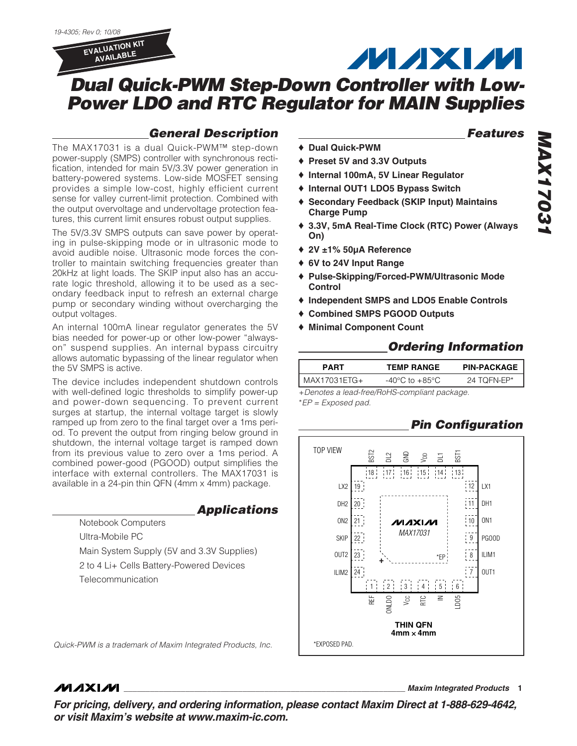19-4305; Rev 0; 10/08

EVALUATION KIT AVAILABLE

# Dual Quick-PWM Step-Down Controller with Low-Power LDO and RTC Regulator for MAIN Supplies

## General Description

The MAX17031 is a dual Quick-PWM™ step-down power-supply (SMPS) controller with synchronous rectification, intended for main 5V/3.3V power generation in battery-powered systems. Low-side MOSFET sensing provides a simple low-cost, highly efficient current sense for valley current-limit protection. Combined with the output overvoltage and undervoltage protection features, this current limit ensures robust output supplies.

The 5V/3.3V SMPS outputs can save power by operating in pulse-skipping mode or in ultrasonic mode to avoid audible noise. Ultrasonic mode forces the controller to maintain switching frequencies greater than 20kHz at light loads. The SKIP input also has an accurate logic threshold, allowing it to be used as a secondary feedback input to refresh an external charge pump or secondary winding without overcharging the output voltages.

An internal 100mA linear regulator generates the 5V bias needed for power-up or other low-power "always-on" suspend supplies. An internal bypass circuitry allows automatic bypassing of the linear regulator when the 5V SMPS is active.

The device includes independent shutdown controls with well-defined logic thresholds to simplify power-up and power-down sequencing. To prevent current surges at startup, the internal voltage target is slowly ramped up from zero to the final target over a 1ms period. To prevent the output from ringing below ground in shutdown, the internal voltage target is ramped down from its previous value to zero over a 1ms period. A combined power-good (PGOOD) output simplifies the interface with external controllers. The MAX17031 is available in a 24-pin thin QFN (4mm x 4mm) package.

## Applications

Notebook Computers

Ultra-Mobile PC

Main System Supply (5V and 3.3V Supplies)

2 to 4 Li+ Cells Battery-Powered Devices

Telecommunication

*Quick-PWM is a trademark of Maxim Integrated Products, Inc.*

## Features

- ♦ **Dual Quick-PWM**
- ♦ **Preset 5V and 3.3V Outputs**
- ♦ **Internal 100mA, 5V Linear Regulator**
- ♦ **Internal OUT1 LDO5 Bypass Switch**
- ♦ **Secondary Feedback (SKIP Input) Maintains Charge Pump**
- ♦ **3.3V, 5mA Real-Time Clock (RTC) Power (Always On)**
- ♦ **2V ±1% 50µA Reference**
- ♦ **6V to 24V Input Range**
- ♦ **Pulse-Skipping/Forced-PWM/Ultrasonic Mode Control**
- ♦ **Independent SMPS and LDO5 Enable Controls**
- ♦ **Combined SMPS PGOOD Outputs**
- ♦ **Minimal Component Count**

## Ordering Information

| PART | TEMP RANGE | PIN-PACKAGE |
|---|---|---|
| MAX17031ETG+ | -40°C to +85°C | 24 TQFN-EP* |

*+Denotes a lead-free/RoHS-compliant package.*
*\*EP = Exposed pad.*

## Pin Configuration

TOP VIEW

| Pin | Name |
|---|---|
| 1 | REF |
| 2 | ONLDO |
| 3 | $V_{CC}$ |
| 4 | RTC |
| 5 | IN |
| 6 | LDO5 |
| 7 | OUT1 |
| 8 | ILIM1 |
| 9 | PGOOD |
| 10 | ON1 |
| 11 | DH1 |
| 12 | LX1 |
| 13 | BST1 |
| 14 | DL1 |
| 15 | $V_{DD}$ |
| 16 | GND |
| 17 | DL2 |
| 18 | BST2 |
| 19 | LX2 |
| 20 | DH2 |
| 21 | ON2 |
| 22 | SKIP |
| 23 | OUT2 |
| 24 | ILIM2 |

**THIN QFN 4mm x 4mm**

*EXPOSED PAD.

**For pricing, delivery, and ordering information, please contact Maxim Direct at 1-888-629-4642, or visit Maxim's website at www.maxim-ic.com.**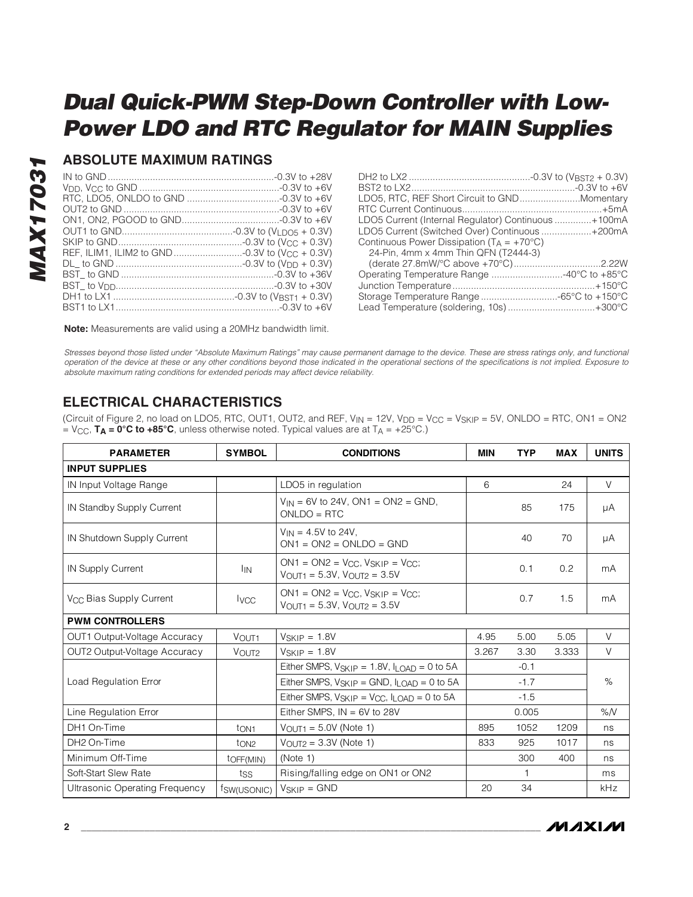## ABSOLUTE MAXIMUM RATINGS

IN to GND ....................................................................-0.3V to +28V
$V_{DD}$, $V_{CC}$ to GND .........................................................-0.3V to +6V
RTC, LDO5, ONLDO to GND ...................................-0.3V to +6V
OUT2 to GND ...............................................................-0.3V to +6V
ON1, ON2, PGOOD to GND.......................................-0.3V to +6V
OUT1 to GND.........................................-0.3V to ($V_{LDO5}$ + 0.3V)
SKIP to GND...............................................-0.3V to ($V_{CC}$ + 0.3V)
REF, ILIM1, ILIM2 to GND..........................-0.3V to ($V_{CC}$ + 0.3V)
DL_ to GND ................................................-0.3V to ($V_{DD}$ + 0.3V)
BST_ to GND ..............................................................-0.3V to +36V
BST_ to $V_{DD}$...............................................................-0.3V to +30V
DH1 to LX1 .............................................-0.3V to ($V_{BST1}$ + 0.3V)
BST1 to LX1..................................................................-0.3V to +6V
DH2 to LX2 .............................................-0.3V to ($V_{BST2}$ + 0.3V)
BST2 to LX2..................................................................-0.3V to +6V
LDO5, RTC, REF Short Circuit to GND.......................Momentary
RTC Current Continuous.....................................................+5mA
LDO5 Current (Internal Regulator) Continuous ..............+100mA
LDO5 Current (Switched Over) Continuous ...................+200mA
Continuous Power Dissipation ($T_A$ = +70°C)
24-Pin, 4mm x 4mm Thin QFN (T2444-3)
(derate 27.8mW/°C above +70°C).................................2.22W
Operating Temperature Range ...........................-40°C to +85°C
Junction Temperature......................................................+150°C
Storage Temperature Range .............................-65°C to +150°C
Lead Temperature (soldering, 10s) .................................+300°C

**Note:** Measurements are valid using a 20MHz bandwidth limit.

*Stresses beyond those listed under "Absolute Maximum Ratings" may cause permanent damage to the device. These are stress ratings only, and functional operation of the device at these or any other conditions beyond those indicated in the operational sections of the specifications is not implied. Exposure to absolute maximum rating conditions for extended periods may affect device reliability.*

## ELECTRICAL CHARACTERISTICS

(Circuit of Figure 2, no load on LDO5, RTC, OUT1, OUT2, and REF, $V_{IN}$ = 12V, $V_{DD}$ = $V_{CC}$ = $V_{SKIP}$ = 5V, ONLDO = RTC, ON1 = ON2 = $V_{CC}$, **$T_A$ = 0°C to +85°C**, unless otherwise noted. Typical values are at $T_A$ = +25°C.)

| PARAMETER | SYMBOL | CONDITIONS | MIN | TYP | MAX | UNITS |
|---|---|---|---|---|---|---|
| **INPUT SUPPLIES** | | | | | | |
| IN Input Voltage Range | | LDO5 in regulation | 6 | | 24 | V |
| IN Standby Supply Current | | $V_{IN}$ = 6V to 24V, ON1 = ON2 = GND, ONLDO = RTC | | 85 | 175 | µA |
| IN Shutdown Supply Current | | $V_{IN}$ = 4.5V to 24V, ON1 = ON2 = ONLDO = GND | | 40 | 70 | µA |
| IN Supply Current | $I_{IN}$ | ON1 = ON2 = $V_{CC}$, $V_{SKIP}$ = $V_{CC}$; $V_{OUT1}$ = 5.3V, $V_{OUT2}$ = 3.5V | | 0.1 | 0.2 | mA |
| $V_{CC}$ Bias Supply Current | $I_{VCC}$ | ON1 = ON2 = $V_{CC}$, $V_{SKIP}$ = $V_{CC}$; $V_{OUT1}$ = 5.3V, $V_{OUT2}$ = 3.5V | | 0.7 | 1.5 | mA |
| **PWM CONTROLLERS** | | | | | | |
| OUT1 Output-Voltage Accuracy | $V_{OUT1}$ | $V_{SKIP}$ = 1.8V | 4.95 | 5.00 | 5.05 | V |
| OUT2 Output-Voltage Accuracy | $V_{OUT2}$ | $V_{SKIP}$ = 1.8V | 3.267 | 3.30 | 3.333 | V |
| Load Regulation Error | | Either SMPS, $V_{SKIP}$ = 1.8V, $I_{LOAD}$ = 0 to 5A | | -0.1 | | % |
| | | Either SMPS, $V_{SKIP}$ = GND, $I_{LOAD}$ = 0 to 5A | | -1.7 | | |
| | | Either SMPS, $V_{SKIP}$ = $V_{CC}$, $I_{LOAD}$ = 0 to 5A | | -1.5 | | |
| Line Regulation Error | | Either SMPS, IN = 6V to 28V | | 0.005 | | %/V |
| DH1 On-Time | $t_{ON1}$ | $V_{OUT1}$ = 5.0V (Note 1) | 895 | 1052 | 1209 | ns |
| DH2 On-Time | $t_{ON2}$ | $V_{OUT2}$ = 3.3V (Note 1) | 833 | 925 | 1017 | ns |
| Minimum Off-Time | $t_{OFF(MIN)}$ | (Note 1) | | 300 | 400 | ns |
| Soft-Start Slew Rate | $t_{SS}$ | Rising/falling edge on ON1 or ON2 | | 1 | | ms |
| Ultrasonic Operating Frequency | $f_{SW(USONIC)}$ | $V_{SKIP}$ = GND | 20 | 34 | | kHz |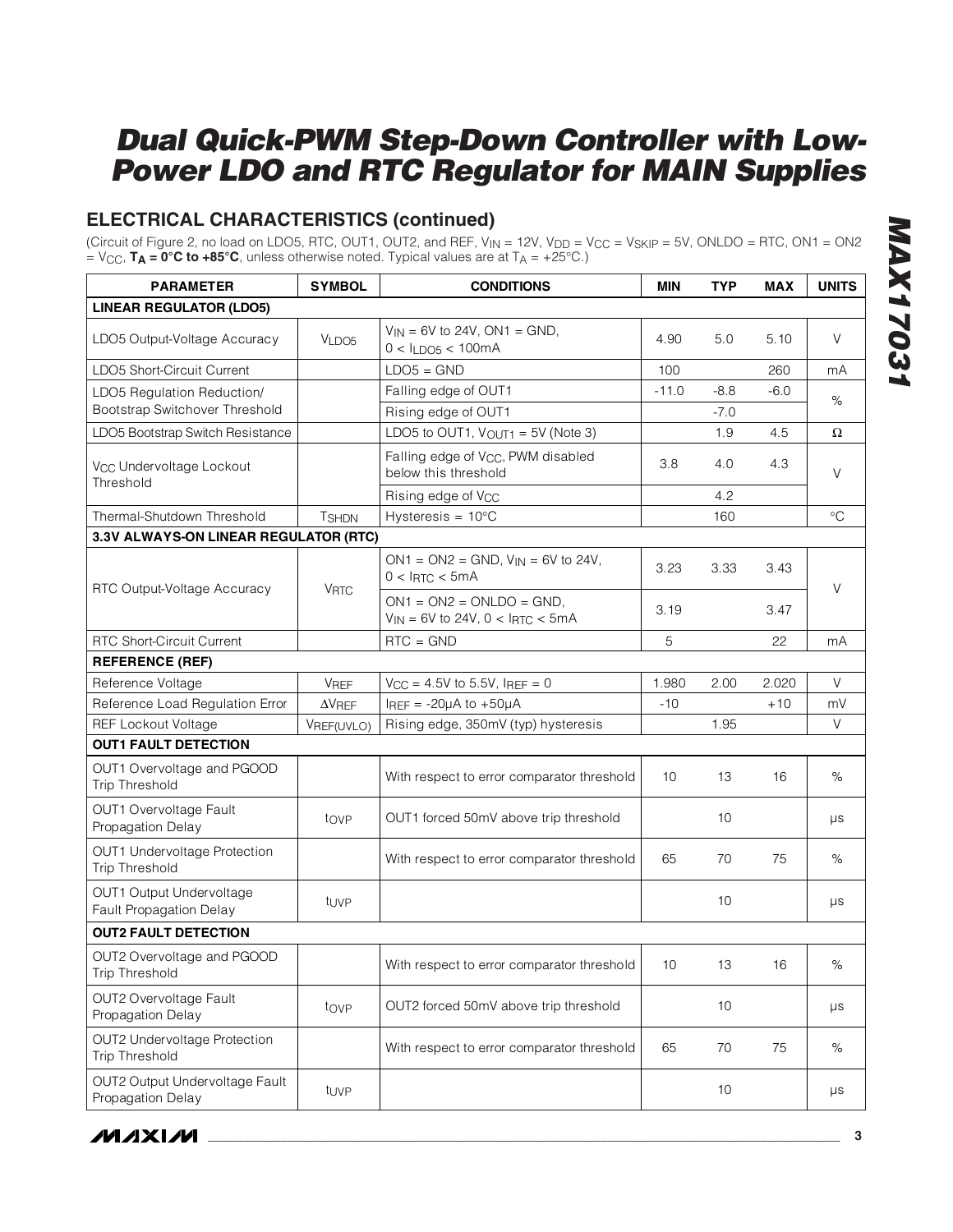# Dual Quick-PWM Step-Down Controller with Low-Power LDO and RTC Regulator for MAIN Supplies

## ELECTRICAL CHARACTERISTICS (continued)

(Circuit of Figure 2, no load on LDO5, RTC, OUT1, OUT2, and REF, $V_{IN}$ = 12V, $V_{DD}$ = $V_{CC}$ = $V_{SKIP}$ = 5V, ONLDO = RTC, ON1 = ON2 = $V_{CC}$, **$T_A$ = 0°C to +85°C**, unless otherwise noted. Typical values are at $T_A$ = +25°C.)

| PARAMETER | SYMBOL | CONDITIONS | MIN | TYP | MAX | UNITS |
|---|---|---|---|---|---|---|
| **LINEAR REGULATOR (LDO5)** | | | | | | |
| LDO5 Output-Voltage Accuracy | $V_{LDO5}$ | $V_{IN}$ = 6V to 24V, ON1 = GND, 0 < $I_{LDO5}$ < 100mA | 4.90 | 5.0 | 5.10 | V |
| LDO5 Short-Circuit Current | | LDO5 = GND | 100 | | 260 | mA |
| LDO5 Regulation Reduction/ Bootstrap Switchover Threshold | | Falling edge of OUT1 | -11.0 | -8.8 | -6.0 | % |
| | | Rising edge of OUT1 | | -7.0 | | |
| LDO5 Bootstrap Switch Resistance | | LDO5 to OUT1, $V_{OUT1}$ = 5V (Note 3) | | 1.9 | 4.5 | Ω |
| $V_{CC}$ Undervoltage Lockout Threshold | | Falling edge of $V_{CC}$, PWM disabled below this threshold | 3.8 | 4.0 | 4.3 | V |
| | | Rising edge of $V_{CC}$ | | 4.2 | | |
| Thermal-Shutdown Threshold | $T_{SHDN}$ | Hysteresis = 10°C | | 160 | | °C |
| **3.3V ALWAYS-ON LINEAR REGULATOR (RTC)** | | | | | | |
| RTC Output-Voltage Accuracy | $V_{RTC}$ | ON1 = ON2 = GND, $V_{IN}$ = 6V to 24V, 0 < $I_{RTC}$ < 5mA | 3.23 | 3.33 | 3.43 | V |
| | | ON1 = ON2 = ONLDO = GND, $V_{IN}$ = 6V to 24V, 0 < $I_{RTC}$ < 5mA | 3.19 | | 3.47 | |
| RTC Short-Circuit Current | | RTC = GND | 5 | | 22 | mA |
| **REFERENCE (REF)** | | | | | | |
| Reference Voltage | $V_{REF}$ | $V_{CC}$ = 4.5V to 5.5V, $I_{REF}$ = 0 | 1.980 | 2.00 | 2.020 | V |
| Reference Load Regulation Error | $\Delta V_{REF}$ | $I_{REF}$ = -20µA to +50µA | -10 | | +10 | mV |
| REF Lockout Voltage | $V_{REF(UVLO)}$ | Rising edge, 350mV (typ) hysteresis | | 1.95 | | V |
| **OUT1 FAULT DETECTION** | | | | | | |
| OUT1 Overvoltage and PGOOD Trip Threshold | | With respect to error comparator threshold | 10 | 13 | 16 | % |
| OUT1 Overvoltage Fault Propagation Delay | $t_{OVP}$ | OUT1 forced 50mV above trip threshold | | 10 | | µs |
| OUT1 Undervoltage Protection Trip Threshold | | With respect to error comparator threshold | 65 | 70 | 75 | % |
| OUT1 Output Undervoltage Fault Propagation Delay | $t_{UVP}$ | | | 10 | | µs |
| **OUT2 FAULT DETECTION** | | | | | | |
| OUT2 Overvoltage and PGOOD Trip Threshold | | With respect to error comparator threshold | 10 | 13 | 16 | % |
| OUT2 Overvoltage Fault Propagation Delay | $t_{OVP}$ | OUT2 forced 50mV above trip threshold | | 10 | | µs |
| OUT2 Undervoltage Protection Trip Threshold | | With respect to error comparator threshold | 65 | 70 | 75 | % |
| OUT2 Output Undervoltage Fault Propagation Delay | $t_{UVP}$ | | | 10 | | µs |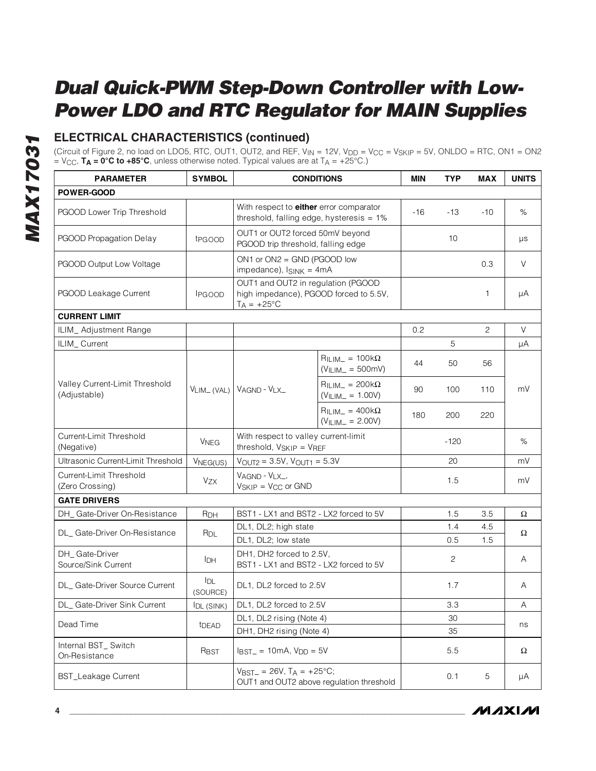# Dual Quick-PWM Step-Down Controller with Low-Power LDO and RTC Regulator for MAIN Supplies

## ELECTRICAL CHARACTERISTICS (continued)

(Circuit of Figure 2, no load on LDO5, RTC, OUT1, OUT2, and REF, $V_{IN}$ = 12V, $V_{DD}$ = $V_{CC}$ = $V_{SKIP}$ = 5V, ONLDO = RTC, ON1 = ON2 = $V_{CC}$, **$T_A$ = 0°C to +85°C**, unless otherwise noted. Typical values are at $T_A$ = +25°C.)

| PARAMETER | SYMBOL | CONDITIONS | | MIN | TYP | MAX | UNITS |
|---|---|---|---|---|---|---|---|
| **POWER-GOOD** | | | | | | | |
| PGOOD Lower Trip Threshold | | With respect to **either** error comparator threshold, falling edge, hysteresis = 1% | | -16 | -13 | -10 | % |
| PGOOD Propagation Delay | $t_{PGOOD}$ | OUT1 or OUT2 forced 50mV beyond PGOOD trip threshold, falling edge | | | 10 | | µs |
| PGOOD Output Low Voltage | | ON1 or ON2 = GND (PGOOD low impedance), $I_{SINK}$ = 4mA | | | | 0.3 | V |
| PGOOD Leakage Current | $I_{PGOOD}$ | OUT1 and OUT2 in regulation (PGOOD high impedance), PGOOD forced to 5.5V, $T_A$ = +25°C | | | | 1 | µA |
| **CURRENT LIMIT** | | | | | | | |
| ILIM_ Adjustment Range | | | | 0.2 | | 2 | V |
| ILIM_ Current | | | | | 5 | | µA |
| Valley Current-Limit Threshold (Adjustable) | $V_{LIM\_ (VAL)}$ | $V_{AGND}$ - $V_{LX\_}$ | $R_{ILIM\_}$ = 100kΩ ($V_{ILIM\_}$ = 500mV) | 44 | 50 | 56 | mV |
| | | | $R_{ILIM\_}$ = 200kΩ ($V_{ILIM\_}$ = 1.00V) | 90 | 100 | 110 | |
| | | | $R_{ILIM\_}$ = 400kΩ ($V_{ILIM\_}$ = 2.00V) | 180 | 200 | 220 | |
| Current-Limit Threshold (Negative) | $V_{NEG}$ | With respect to valley current-limit threshold, $V_{SKIP}$ = $V_{REF}$ | | | -120 | | % |
| Ultrasonic Current-Limit Threshold | $V_{NEG(US)}$ | $V_{OUT2}$ = 3.5V, $V_{OUT1}$ = 5.3V | | | 20 | | mV |
| Current-Limit Threshold (Zero Crossing) | $V_{ZX}$ | $V_{AGND}$ - $V_{LX\_}$, $V_{SKIP}$ = $V_{CC}$ or GND | | | 1.5 | | mV |
| **GATE DRIVERS** | | | | | | | |
| DH_ Gate-Driver On-Resistance | $R_{DH}$ | BST1 - LX1 and BST2 - LX2 forced to 5V | | | 1.5 | 3.5 | Ω |
| DL_ Gate-Driver On-Resistance | $R_{DL}$ | DL1, DL2; high state | | | 1.4 | 4.5 | Ω |
| | | DL1, DL2; low state | | | 0.5 | 1.5 | |
| DH_ Gate-Driver Source/Sink Current | $I_{DH}$ | DH1, DH2 forced to 2.5V, BST1 - LX1 and BST2 - LX2 forced to 5V | | | 2 | | A |
| DL_ Gate-Driver Source Current | $I_{DL}$ (SOURCE) | DL1, DL2 forced to 2.5V | | | 1.7 | | A |
| DL_ Gate-Driver Sink Current | $I_{DL (SINK)}$ | DL1, DL2 forced to 2.5V | | | 3.3 | | A |
| Dead Time | $t_{DEAD}$ | DL1, DL2 rising (Note 4) | | | 30 | | ns |
| | | DH1, DH2 rising (Note 4) | | | 35 | | |
| Internal BST_ Switch On-Resistance | $R_{BST}$ | $I_{BST\_}$ = 10mA, $V_{DD}$ = 5V | | | 5.5 | | Ω |
| BST_Leakage Current | | $V_{BST\_}$ = 26V, $T_A$ = +25°C; OUT1 and OUT2 above regulation threshold | | | 0.1 | 5 | µA |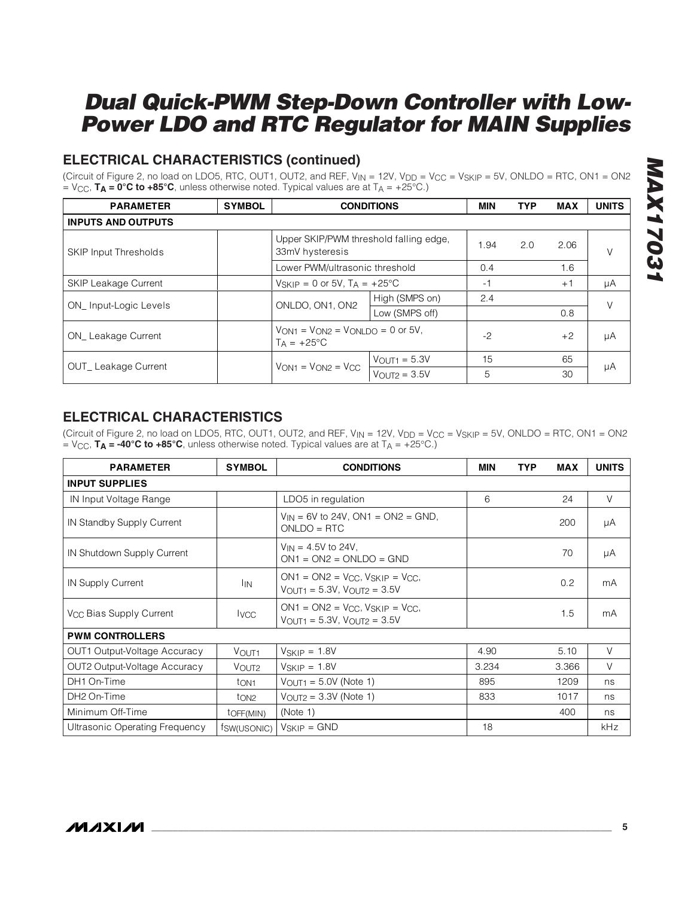## ELECTRICAL CHARACTERISTICS (continued)

(Circuit of Figure 2, no load on LDO5, RTC, OUT1, OUT2, and REF, $V_{IN}$ = 12V, $V_{DD}$ = $V_{CC}$ = $V_{SKIP}$ = 5V, ONLDO = RTC, ON1 = ON2 = $V_{CC}$, **$T_A$ = 0°C to +85°C**, unless otherwise noted. Typical values are at $T_A$ = +25°C.)

| PARAMETER | SYMBOL | CONDITIONS | | MIN | TYP | MAX | UNITS |
|---|---|---|---|---|---|---|---|
| **INPUTS AND OUTPUTS** | | | | | | | |
| SKIP Input Thresholds | | Upper SKIP/PWM threshold falling edge, 33mV hysteresis | | 1.94 | 2.0 | 2.06 | V |
| | | Lower PWM/ultrasonic threshold | | 0.4 | | 1.6 | |
| SKIP Leakage Current | | $V_{SKIP}$ = 0 or 5V, $T_A$ = +25°C | | -1 | | +1 | µA |
| ON_ Input-Logic Levels | | ONLDO, ON1, ON2 | High (SMPS on) | 2.4 | | | V |
| | | | Low (SMPS off) | | | 0.8 | |
| ON_ Leakage Current | | $V_{ON1}$ = $V_{ON2}$ = $V_{ONLDO}$ = 0 or 5V, $T_A$ = +25°C | | -2 | | +2 | µA |
| OUT_ Leakage Current | | $V_{ON1}$ = $V_{ON2}$ = $V_{CC}$ | $V_{OUT1}$ = 5.3V | 15 | | 65 | µA |
| | | | $V_{OUT2}$ = 3.5V | 5 | | 30 | |

## ELECTRICAL CHARACTERISTICS

(Circuit of Figure 2, no load on LDO5, RTC, OUT1, OUT2, and REF, $V_{IN}$ = 12V, $V_{DD}$ = $V_{CC}$ = $V_{SKIP}$ = 5V, ONLDO = RTC, ON1 = ON2 = $V_{CC}$, **$T_A$ = -40°C to +85°C**, unless otherwise noted. Typical values are at $T_A$ = +25°C.)

| PARAMETER | SYMBOL | CONDITIONS | MIN | TYP | MAX | UNITS |
|---|---|---|---|---|---|---|
| **INPUT SUPPLIES** | | | | | | |
| IN Input Voltage Range | | LDO5 in regulation | 6 | | 24 | V |
| IN Standby Supply Current | | $V_{IN}$ = 6V to 24V, ON1 = ON2 = GND, ONLDO = RTC | | | 200 | µA |
| IN Shutdown Supply Current | | $V_{IN}$ = 4.5V to 24V, ON1 = ON2 = ONLDO = GND | | | 70 | µA |
| IN Supply Current | $I_{IN}$ | ON1 = ON2 = $V_{CC}$, $V_{SKIP}$ = $V_{CC}$, $V_{OUT1}$ = 5.3V, $V_{OUT2}$ = 3.5V | | | 0.2 | mA |
| $V_{CC}$ Bias Supply Current | $I_{VCC}$ | ON1 = ON2 = $V_{CC}$, $V_{SKIP}$ = $V_{CC}$, $V_{OUT1}$ = 5.3V, $V_{OUT2}$ = 3.5V | | | 1.5 | mA |
| **PWM CONTROLLERS** | | | | | | |
| OUT1 Output-Voltage Accuracy | $V_{OUT1}$ | $V_{SKIP}$ = 1.8V | 4.90 | | 5.10 | V |
| OUT2 Output-Voltage Accuracy | $V_{OUT2}$ | $V_{SKIP}$ = 1.8V | 3.234 | | 3.366 | V |
| DH1 On-Time | $t_{ON1}$ | $V_{OUT1}$ = 5.0V (Note 1) | 895 | | 1209 | ns |
| DH2 On-Time | $t_{ON2}$ | $V_{OUT2}$ = 3.3V (Note 1) | 833 | | 1017 | ns |
| Minimum Off-Time | $t_{OFF(MIN)}$ | (Note 1) | | | 400 | ns |
| Ultrasonic Operating Frequency | $f_{SW(USONIC)}$ | $V_{SKIP}$ = GND | 18 | | | kHz |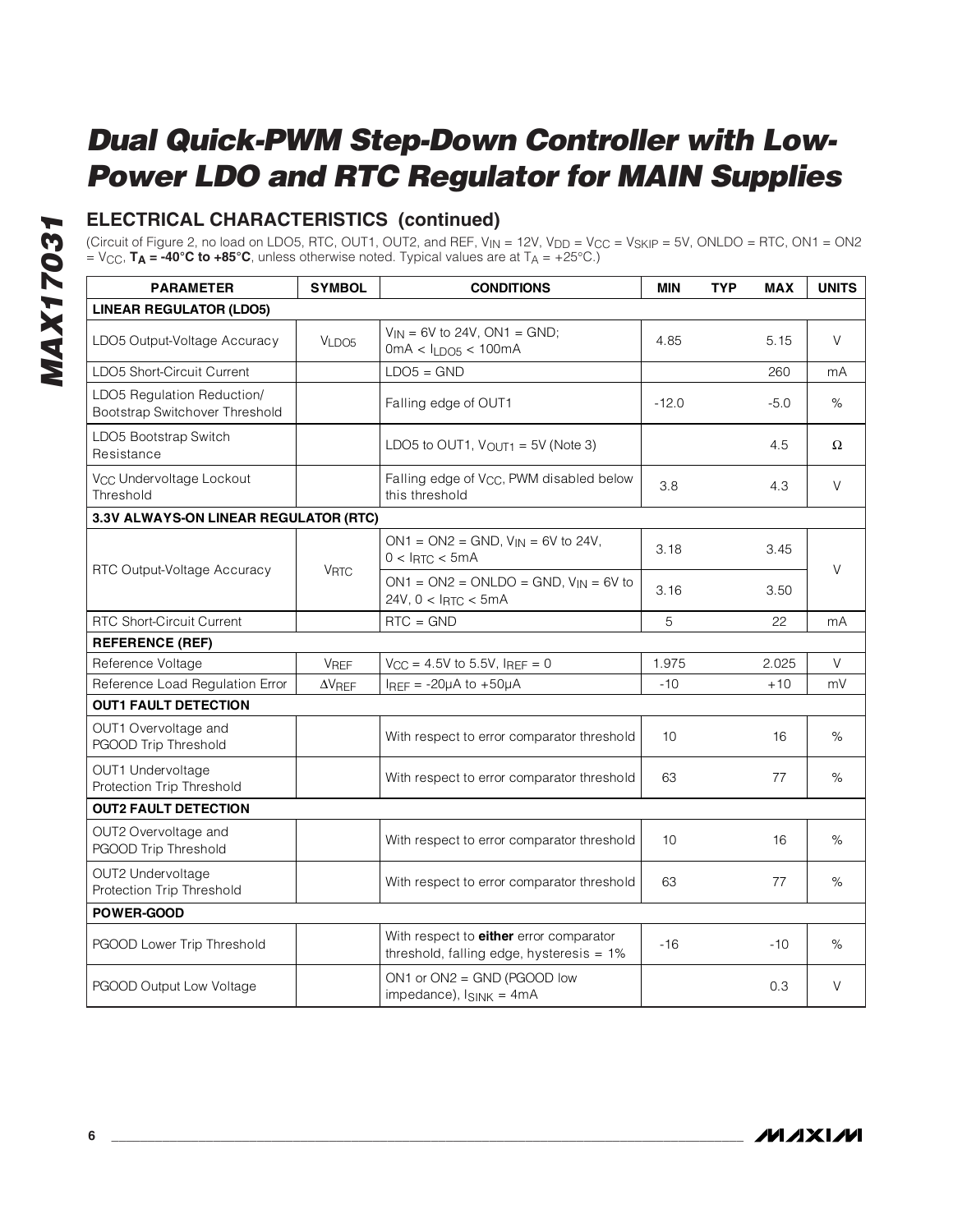## ELECTRICAL CHARACTERISTICS (continued)

(Circuit of Figure 2, no load on LDO5, RTC, OUT1, OUT2, and REF, $V_{IN}$ = 12V, $V_{DD}$ = $V_{CC}$ = $V_{SKIP}$ = 5V, ONLDO = RTC, ON1 = ON2 = $V_{CC}$, **$T_A$ = -40°C to +85°C**, unless otherwise noted. Typical values are at $T_A$ = +25°C.)

| PARAMETER | SYMBOL | CONDITIONS | MIN | TYP | MAX | UNITS |
|---|---|---|---|---|---|---|
| **LINEAR REGULATOR (LDO5)** | | | | | | |
| LDO5 Output-Voltage Accuracy | $V_{LDO5}$ | $V_{IN}$ = 6V to 24V, ON1 = GND; 0mA < $I_{LDO5}$ < 100mA | 4.85 | | 5.15 | V |
| LDO5 Short-Circuit Current | | LDO5 = GND | | | 260 | mA |
| LDO5 Regulation Reduction/ Bootstrap Switchover Threshold | | Falling edge of OUT1 | -12.0 | | -5.0 | % |
| LDO5 Bootstrap Switch Resistance | | LDO5 to OUT1, $V_{OUT1}$ = 5V (Note 3) | | | 4.5 | Ω |
| $V_{CC}$ Undervoltage Lockout Threshold | | Falling edge of $V_{CC}$, PWM disabled below this threshold | 3.8 | | 4.3 | V |
| **3.3V ALWAYS-ON LINEAR REGULATOR (RTC)** | | | | | | |
| RTC Output-Voltage Accuracy | $V_{RTC}$ | ON1 = ON2 = GND, $V_{IN}$ = 6V to 24V, 0 < $I_{RTC}$ < 5mA | 3.18 | | 3.45 | V |
| | | ON1 = ON2 = ONLDO = GND, $V_{IN}$ = 6V to 24V, 0 < $I_{RTC}$ < 5mA | 3.16 | | 3.50 | |
| RTC Short-Circuit Current | | RTC = GND | 5 | | 22 | mA |
| **REFERENCE (REF)** | | | | | | |
| Reference Voltage | $V_{REF}$ | $V_{CC}$ = 4.5V to 5.5V, $I_{REF}$ = 0 | 1.975 | | 2.025 | V |
| Reference Load Regulation Error | $\Delta V_{REF}$ | $I_{REF}$ = -20µA to +50µA | -10 | | +10 | mV |
| **OUT1 FAULT DETECTION** | | | | | | |
| OUT1 Overvoltage and PGOOD Trip Threshold | | With respect to error comparator threshold | 10 | | 16 | % |
| OUT1 Undervoltage Protection Trip Threshold | | With respect to error comparator threshold | 63 | | 77 | % |
| **OUT2 FAULT DETECTION** | | | | | | |
| OUT2 Overvoltage and PGOOD Trip Threshold | | With respect to error comparator threshold | 10 | | 16 | % |
| OUT2 Undervoltage Protection Trip Threshold | | With respect to error comparator threshold | 63 | | 77 | % |
| **POWER-GOOD** | | | | | | |
| PGOOD Lower Trip Threshold | | With respect to **either** error comparator threshold, falling edge, hysteresis = 1% | -16 | | -10 | % |
| PGOOD Output Low Voltage | | ON1 or ON2 = GND (PGOOD low impedance), $I_{SINK}$ = 4mA | | | 0.3 | V |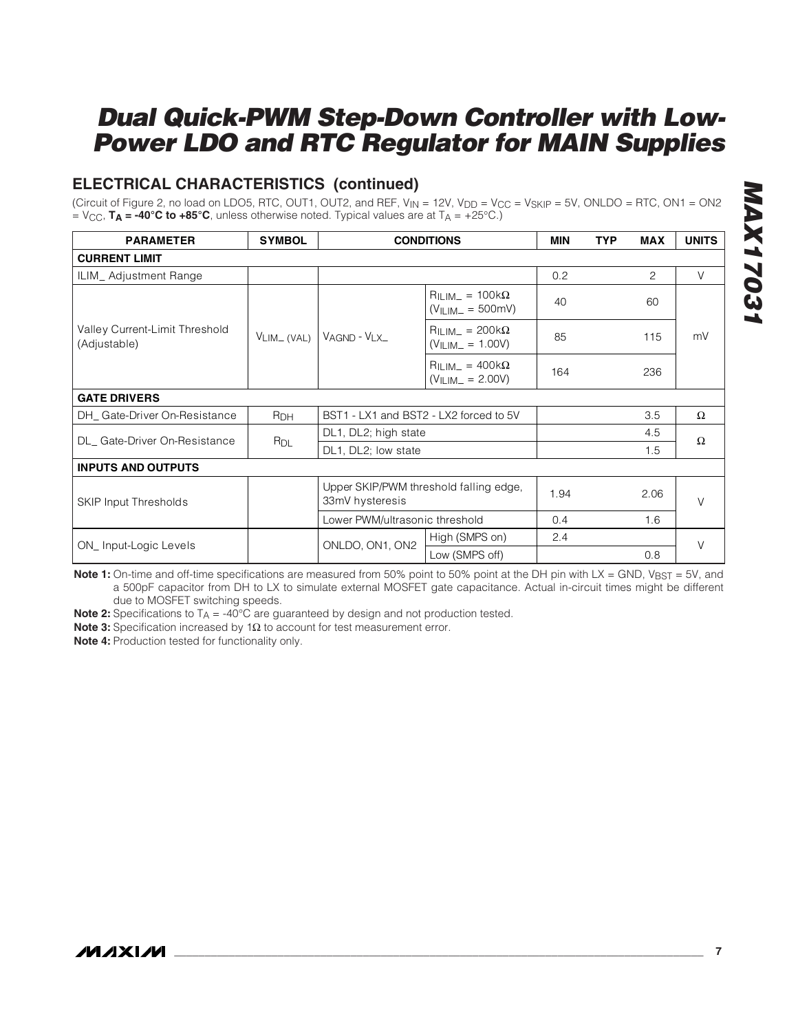## ELECTRICAL CHARACTERISTICS (continued)

(Circuit of Figure 2, no load on LDO5, RTC, OUT1, OUT2, and REF, $V_{IN}$ = 12V, $V_{DD}$ = $V_{CC}$ = $V_{SKIP}$ = 5V, ONLDO = RTC, ON1 = ON2 = $V_{CC}$, **$T_A$ = -40°C to +85°C**, unless otherwise noted. Typical values are at $T_A$ = +25°C.)

| PARAMETER | SYMBOL | CONDITIONS | | MIN | TYP | MAX | UNITS |
|---|---|---|---|---|---|---|---|
| **CURRENT LIMIT** | | | | | | | |
| ILIM_ Adjustment Range | | | | 0.2 | | 2 | V |
| Valley Current-Limit Threshold (Adjustable) | $V_{LIM\_(VAL)}$ | $V_{AGND}$ - $V_{LX\_}$ | $R_{ILIM\_}$ = 100kΩ ($V_{ILIM\_}$ = 500mV) | 40 | | 60 | mV |
| | | | $R_{ILIM\_}$ = 200kΩ ($V_{ILIM\_}$ = 1.00V) | 85 | | 115 | |
| | | | $R_{ILIM\_}$ = 400kΩ ($V_{ILIM\_}$ = 2.00V) | 164 | | 236 | |
| **GATE DRIVERS** | | | | | | | |
| DH_ Gate-Driver On-Resistance | $R_{DH}$ | BST1 - LX1 and BST2 - LX2 forced to 5V | | | | 3.5 | Ω |
| DL_ Gate-Driver On-Resistance | $R_{DL}$ | DL1, DL2; high state | | | | 4.5 | Ω |
| | | DL1, DL2; low state | | | | 1.5 | |
| **INPUTS AND OUTPUTS** | | | | | | | |
| SKIP Input Thresholds | | Upper SKIP/PWM threshold falling edge, 33mV hysteresis | | 1.94 | | 2.06 | V |
| | | Lower PWM/ultrasonic threshold | | 0.4 | | 1.6 | |
| ON_ Input-Logic Levels | | ONLDO, ON1, ON2 | High (SMPS on) | 2.4 | | | V |
| | | | Low (SMPS off) | | | 0.8 | |

**Note 1:** On-time and off-time specifications are measured from 50% point to 50% point at the DH pin with LX = GND, $V_{BST}$ = 5V, and a 500pF capacitor from DH to LX to simulate external MOSFET gate capacitance. Actual in-circuit times might be different due to MOSFET switching speeds.

**Note 2:** Specifications to $T_A$ = -40°C are guaranteed by design and not production tested.

**Note 3:** Specification increased by 1Ω to account for test measurement error.

**Note 4:** Production tested for functionality only.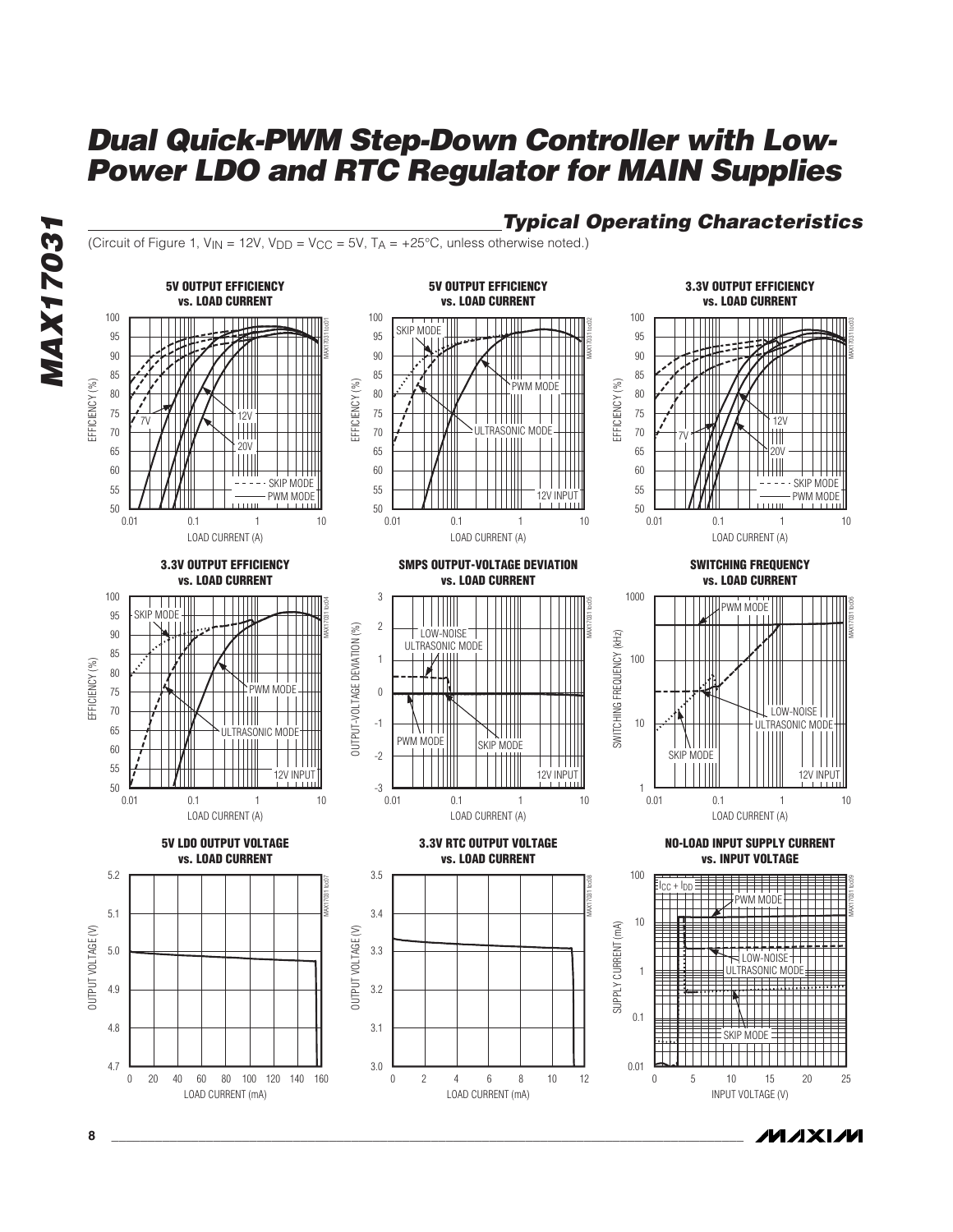# Dual Quick-PWM Step-Down Controller with Low-Power LDO and RTC Regulator for MAIN Supplies

## Typical Operating Characteristics

(Circuit of Figure 1, $V_{IN}$ = 12V, $V_{DD}$ = $V_{CC}$ = 5V, $T_A$ = +25°C, unless otherwise noted.)

**5V OUTPUT EFFICIENCY vs. LOAD CURRENT**

**5V OUTPUT EFFICIENCY vs. LOAD CURRENT**

**3.3V OUTPUT EFFICIENCY vs. LOAD CURRENT**

**3.3V OUTPUT EFFICIENCY vs. LOAD CURRENT**

**SMPS OUTPUT-VOLTAGE DEVIATION vs. LOAD CURRENT**

**SWITCHING FREQUENCY vs. LOAD CURRENT**

**5V LDO OUTPUT VOLTAGE vs. LOAD CURRENT**

**3.3V RTC OUTPUT VOLTAGE vs. LOAD CURRENT**

**NO-LOAD INPUT SUPPLY CURRENT vs. INPUT VOLTAGE**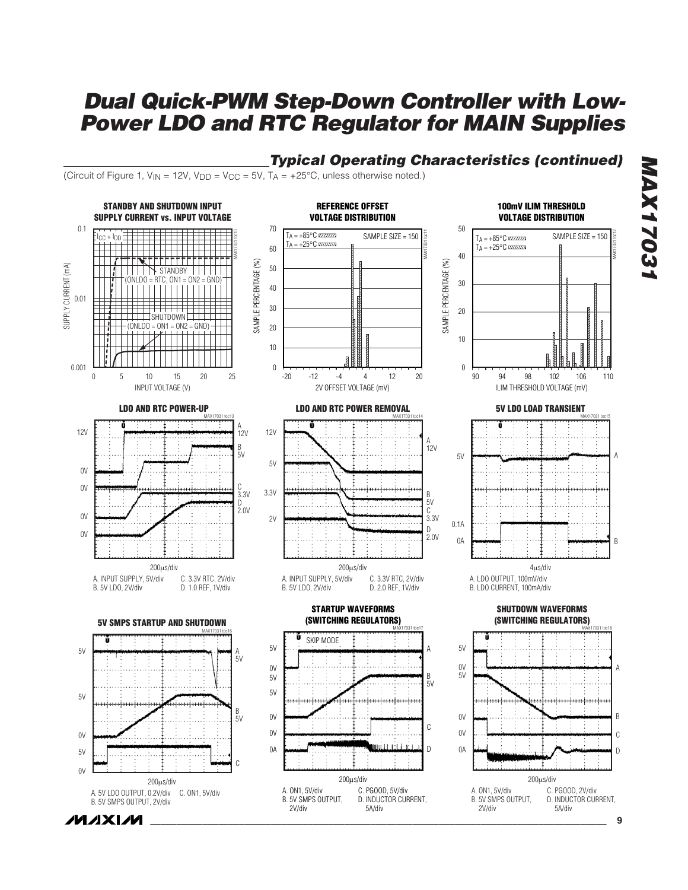## Typical Operating Characteristics (continued)

(Circuit of Figure 1, $V_{IN}$ = 12V, $V_{DD}$ = $V_{CC}$ = 5V, $T_A$ = +25°C, unless otherwise noted.)

**STANDBY AND SHUTDOWN INPUT SUPPLY CURRENT vs. INPUT VOLTAGE**

$I_{CC} + I_{DD}$

STANDBY (ONLDO = RTC, ON1 = ON2 = GND)

SHUTDOWN (ONLDO = ON1 = ON2 = GND)

SUPPLY CURRENT (mA)

INPUT VOLTAGE (V)

**REFERENCE OFFSET VOLTAGE DISTRIBUTION**

$T_A$ = +85°C

$T_A$ = +25°C

SAMPLE SIZE = 150

SAMPLE PERCENTAGE (%)

2V OFFSET VOLTAGE (mV)

**100mV ILIM THRESHOLD VOLTAGE DISTRIBUTION**

$T_A$ = +85°C

$T_A$ = +25°C

SAMPLE SIZE = 150

SAMPLE PERCENTAGE (%)

ILIM THRESHOLD VOLTAGE (mV)

**LDO AND RTC POWER-UP**

200μs/div

A. INPUT SUPPLY, 5V/div C. 3.3V RTC, 2V/div
B. 5V LDO, 2V/div D. 1.0 REF, 1V/div

**LDO AND RTC POWER REMOVAL**

200μs/div

A. INPUT SUPPLY, 5V/div C. 3.3V RTC, 2V/div
B. 5V LDO, 2V/div D. 2.0 REF, 1V/div

**5V LDO LOAD TRANSIENT**

4μs/div

A. LDO OUTPUT, 100mV/div
B. LDO CURRENT, 100mA/div

**5V SMPS STARTUP AND SHUTDOWN**

200μs/div

A. 5V LDO OUTPUT, 0.2V/div C. ON1, 5V/div
B. 5V SMPS OUTPUT, 2V/div

**STARTUP WAVEFORMS (SWITCHING REGULATORS)**

SKIP MODE

200μs/div

A. ON1, 5V/div C. PGOOD, 5V/div
B. 5V SMPS OUTPUT, 2V/div D. INDUCTOR CURRENT, 5A/div

**SHUTDOWN WAVEFORMS (SWITCHING REGULATORS)**

200μs/div

A. ON1, 5V/div C. PGOOD, 2V/div
B. 5V SMPS OUTPUT, 2V/div D. INDUCTOR CURRENT, 5A/div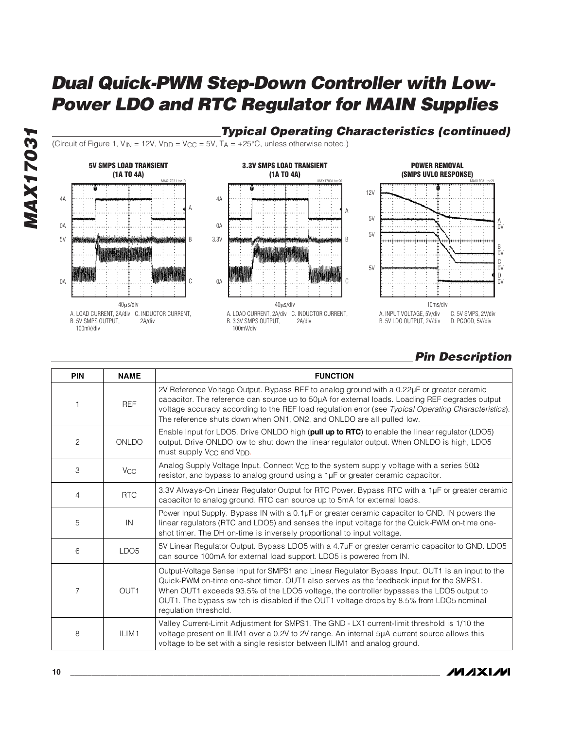## Typical Operating Characteristics (continued)

(Circuit of Figure 1, $V_{IN}$ = 12V, $V_{DD}$ = $V_{CC}$ = 5V, $T_A$ = +25°C, unless otherwise noted.)

**5V SMPS LOAD TRANSIENT (1A TO 4A)**

A. LOAD CURRENT, 2A/div
B. 5V SMPS OUTPUT, 100mV/div
C. INDUCTOR CURRENT, 2A/div

40µs/div

**3.3V SMPS LOAD TRANSIENT (1A TO 4A)**

A. LOAD CURRENT, 2A/div
B. 3.3V SMPS OUTPUT, 100mV/div
C. INDUCTOR CURRENT, 2A/div

40µs/div

**POWER REMOVAL (SMPS UVLO RESPONSE)**

A. INPUT VOLTAGE, 5V/div
B. 5V LDO OUTPUT, 2V/div
C. 5V SMPS, 2V/div
D. PGOOD, 5V/div

10ms/div

## Pin Description

| PIN | NAME | FUNCTION |
|---|---|---|
| 1 | REF | 2V Reference Voltage Output. Bypass REF to analog ground with a 0.22µF or greater ceramic capacitor. The reference can source up to 50µA for external loads. Loading REF degrades output voltage accuracy according to the REF load regulation error (see *Typical Operating Characteristics*). The reference shuts down when ON1, ON2, and ONLDO are all pulled low. |
| 2 | ONLDO | Enable Input for LDO5. Drive ONLDO high (**pull up to RTC**) to enable the linear regulator (LDO5) output. Drive ONLDO low to shut down the linear regulator output. When ONLDO is high, LDO5 must supply $V_{CC}$ and $V_{DD}$. |
| 3 | $V_{CC}$ | Analog Supply Voltage Input. Connect $V_{CC}$ to the system supply voltage with a series 50Ω resistor, and bypass to analog ground using a 1µF or greater ceramic capacitor. |
| 4 | RTC | 3.3V Always-On Linear Regulator Output for RTC Power. Bypass RTC with a 1µF or greater ceramic capacitor to analog ground. RTC can source up to 5mA for external loads. |
| 5 | IN | Power Input Supply. Bypass IN with a 0.1µF or greater ceramic capacitor to GND. IN powers the linear regulators (RTC and LDO5) and senses the input voltage for the Quick-PWM on-time one-shot timer. The DH on-time is inversely proportional to input voltage. |
| 6 | LDO5 | 5V Linear Regulator Output. Bypass LDO5 with a 4.7µF or greater ceramic capacitor to GND. LDO5 can source 100mA for external load support. LDO5 is powered from IN. |
| 7 | OUT1 | Output-Voltage Sense Input for SMPS1 and Linear Regulator Bypass Input. OUT1 is an input to the Quick-PWM on-time one-shot timer. OUT1 also serves as the feedback input for the SMPS1. When OUT1 exceeds 93.5% of the LDO5 voltage, the controller bypasses the LDO5 output to OUT1. The bypass switch is disabled if the OUT1 voltage drops by 8.5% from LDO5 nominal regulation threshold. |
| 8 | ILIM1 | Valley Current-Limit Adjustment for SMPS1. The GND - LX1 current-limit threshold is 1/10 the voltage present on ILIM1 over a 0.2V to 2V range. An internal 5µA current source allows this voltage to be set with a single resistor between ILIM1 and analog ground. |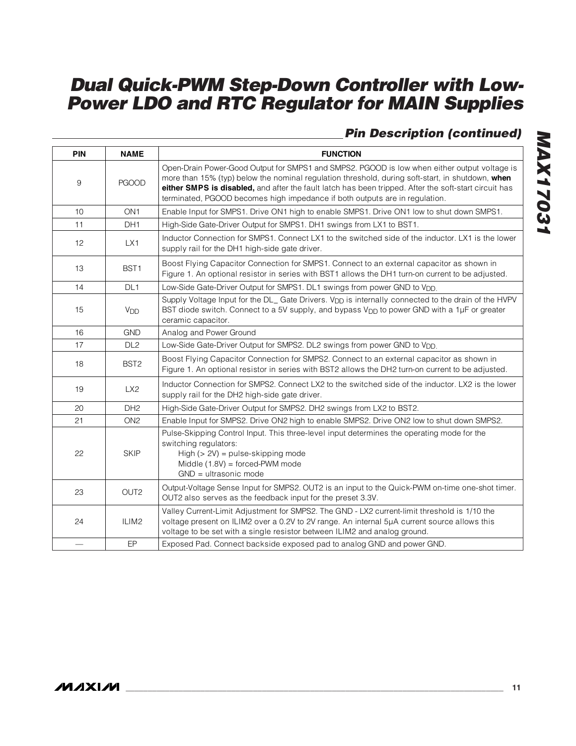## Pin Description (continued)

| PIN | NAME | FUNCTION |
|---|---|---|
| 9 | PGOOD | Open-Drain Power-Good Output for SMPS1 and SMPS2. PGOOD is low when either output voltage is more than 15% (typ) below the nominal regulation threshold, during soft-start, in shutdown, **when either SMPS is disabled,** and after the fault latch has been tripped. After the soft-start circuit has terminated, PGOOD becomes high impedance if both outputs are in regulation. |
| 10 | ON1 | Enable Input for SMPS1. Drive ON1 high to enable SMPS1. Drive ON1 low to shut down SMPS1. |
| 11 | DH1 | High-Side Gate-Driver Output for SMPS1. DH1 swings from LX1 to BST1. |
| 12 | LX1 | Inductor Connection for SMPS1. Connect LX1 to the switched side of the inductor. LX1 is the lower supply rail for the DH1 high-side gate driver. |
| 13 | BST1 | Boost Flying Capacitor Connection for SMPS1. Connect to an external capacitor as shown in Figure 1. An optional resistor in series with BST1 allows the DH1 turn-on current to be adjusted. |
| 14 | DL1 | Low-Side Gate-Driver Output for SMPS1. DL1 swings from power GND to $V_{DD}$. |
| 15 | $V_{DD}$ | Supply Voltage Input for the DL_ Gate Drivers. $V_{DD}$ is internally connected to the drain of the HVPV BST diode switch. Connect to a 5V supply, and bypass $V_{DD}$ to power GND with a 1µF or greater ceramic capacitor. |
| 16 | GND | Analog and Power Ground |
| 17 | DL2 | Low-Side Gate-Driver Output for SMPS2. DL2 swings from power GND to $V_{DD}$. |
| 18 | BST2 | Boost Flying Capacitor Connection for SMPS2. Connect to an external capacitor as shown in Figure 1. An optional resistor in series with BST2 allows the DH2 turn-on current to be adjusted. |
| 19 | LX2 | Inductor Connection for SMPS2. Connect LX2 to the switched side of the inductor. LX2 is the lower supply rail for the DH2 high-side gate driver. |
| 20 | DH2 | High-Side Gate-Driver Output for SMPS2. DH2 swings from LX2 to BST2. |
| 21 | ON2 | Enable Input for SMPS2. Drive ON2 high to enable SMPS2. Drive ON2 low to shut down SMPS2. |
| 22 | SKIP | Pulse-Skipping Control Input. This three-level input determines the operating mode for the switching regulators:<br>High (> 2V) = pulse-skipping mode<br>Middle (1.8V) = forced-PWM mode<br>GND = ultrasonic mode |
| 23 | OUT2 | Output-Voltage Sense Input for SMPS2. OUT2 is an input to the Quick-PWM on-time one-shot timer. OUT2 also serves as the feedback input for the preset 3.3V. |
| 24 | ILIM2 | Valley Current-Limit Adjustment for SMPS2. The GND - LX2 current-limit threshold is 1/10 the voltage present on ILIM2 over a 0.2V to 2V range. An internal 5µA current source allows this voltage to be set with a single resistor between ILIM2 and analog ground. |
| — | EP | Exposed Pad. Connect backside exposed pad to analog GND and power GND. |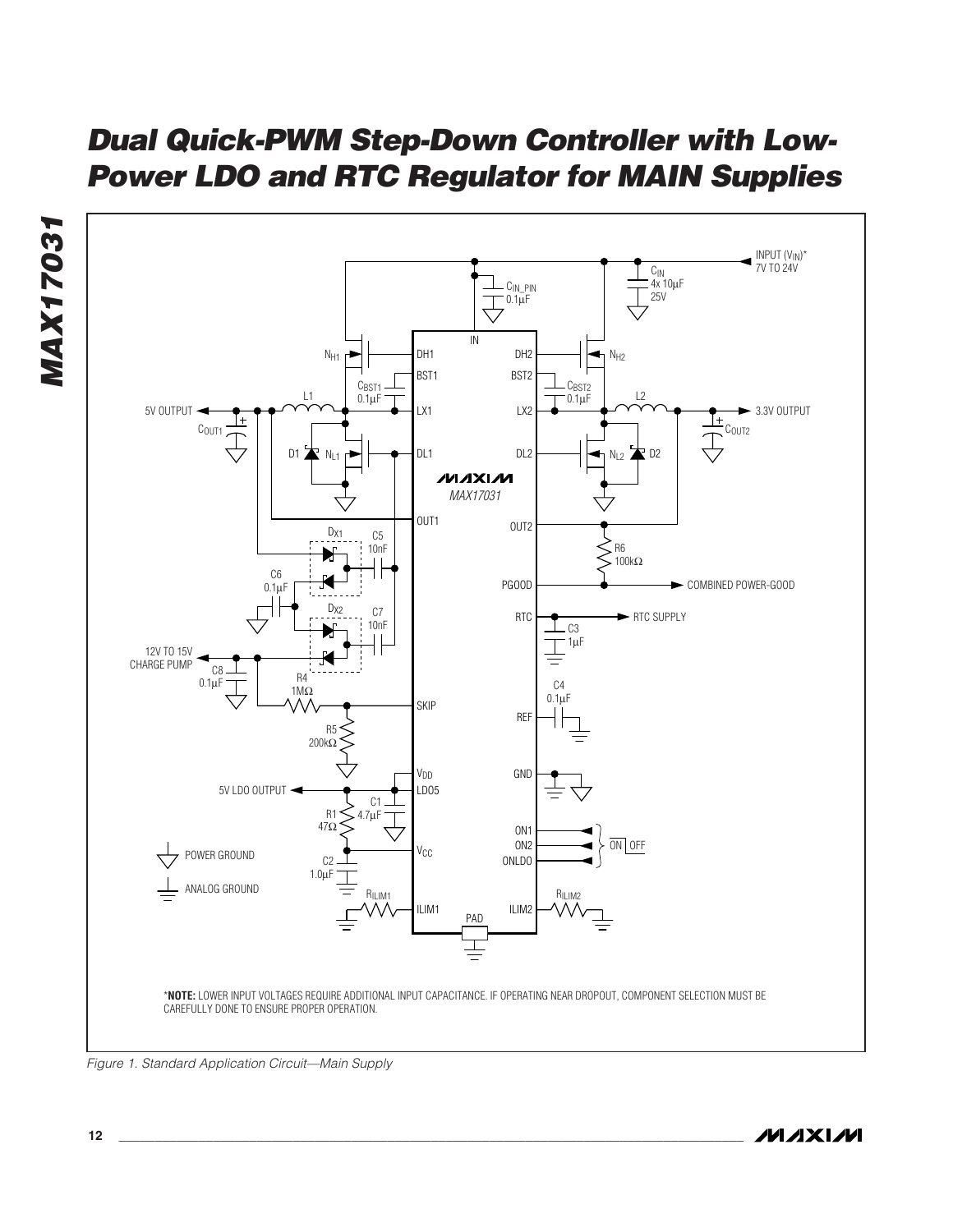*NOTE: LOWER INPUT VOLTAGES REQUIRE ADDITIONAL INPUT CAPACITANCE. IF OPERATING NEAR DROPOUT, COMPONENT SELECTION MUST BE CAREFULLY DONE TO ENSURE PROPER OPERATION.

*Figure 1. Standard Application Circuit—Main Supply*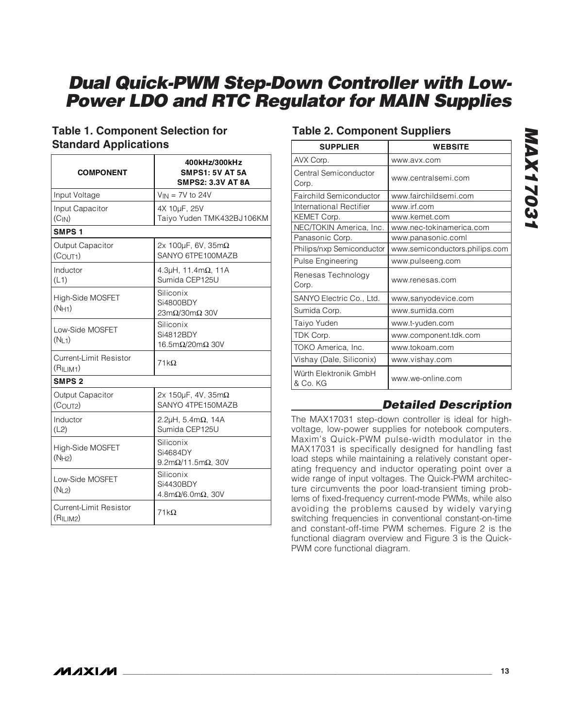## Table 1. Component Selection for Standard Applications

| COMPONENT | 400kHz/300kHz SMPS1: 5V AT 5A SMPS2: 3.3V AT 8A |
|---|---|
| Input Voltage | $V_{IN}$ = 7V to 24V |
| Input Capacitor ($C_{IN}$) | 4X 10µF, 25V Taiyo Yuden TMK432BJ106KM |
| **SMPS 1** | |
| Output Capacitor ($C_{OUT1}$) | 2x 100µF, 6V, 35mΩ SANYO 6TPE100MAZB |
| Inductor (L1) | 4.3µH, 11.4mΩ, 11A Sumida CEP125U |
| High-Side MOSFET ($N_{H1}$) | Siliconix Si4800BDY 23mΩ/30mΩ 30V |
| Low-Side MOSFET ($N_{L1}$) | Siliconix Si4812BDY 16.5mΩ/20mΩ 30V |
| Current-Limit Resistor ($R_{ILIM1}$) | 71kΩ |
| **SMPS 2** | |
| Output Capacitor ($C_{OUT2}$) | 2x 150µF, 4V, 35mΩ SANYO 4TPE150MAZB |
| Inductor (L2) | 2.2µH, 5.4mΩ, 14A Sumida CEP125U |
| High-Side MOSFET ($N_{H2}$) | Siliconix Si4684DY 9.2mΩ/11.5mΩ, 30V |
| Low-Side MOSFET ($N_{L2}$) | Siliconix Si4430BDY 4.8mΩ/6.0mΩ, 30V |
| Current-Limit Resistor ($R_{ILIM2}$) | 71kΩ |

## Table 2. Component Suppliers

| SUPPLIER | WEBSITE |
|---|---|
| AVX Corp. | www.avx.com |
| Central Semiconductor Corp. | www.centralsemi.com |
| Fairchild Semiconductor | www.fairchildsemi.com |
| International Rectifier | www.irf.com |
| KEMET Corp. | www.kemet.com |
| NEC/TOKIN America, Inc. | www.nec-tokinamerica.com |
| Panasonic Corp. | www.panasonic.coml |
| Philips/nxp Semiconductor | www.semiconductors.philips.com |
| Pulse Engineering | www.pulseeng.com |
| Renesas Technology Corp. | www.renesas.com |
| SANYO Electric Co., Ltd. | www,sanyodevice.com |
| Sumida Corp. | www.sumida.com |
| Taiyo Yuden | www.t-yuden.com |
| TDK Corp. | www.component.tdk.com |
| TOKO America, Inc. | www.tokoam.com |
| Vishay (Dale, Siliconix) | www.vishay.com |
| Würth Elektronik GmbH & Co. KG | www.we-online.com |

## Detailed Description

The MAX17031 step-down controller is ideal for high-voltage, low-power supplies for notebook computers. Maxim's Quick-PWM pulse-width modulator in the MAX17031 is specifically designed for handling fast load steps while maintaining a relatively constant operating frequency and inductor operating point over a wide range of input voltages. The Quick-PWM architecture circumvents the poor load-transient timing problems of fixed-frequency current-mode PWMs, while also avoiding the problems caused by widely varying switching frequencies in conventional constant-on-time and constant-off-time PWM schemes. Figure 2 is the functional diagram overview and Figure 3 is the Quick-PWM core functional diagram.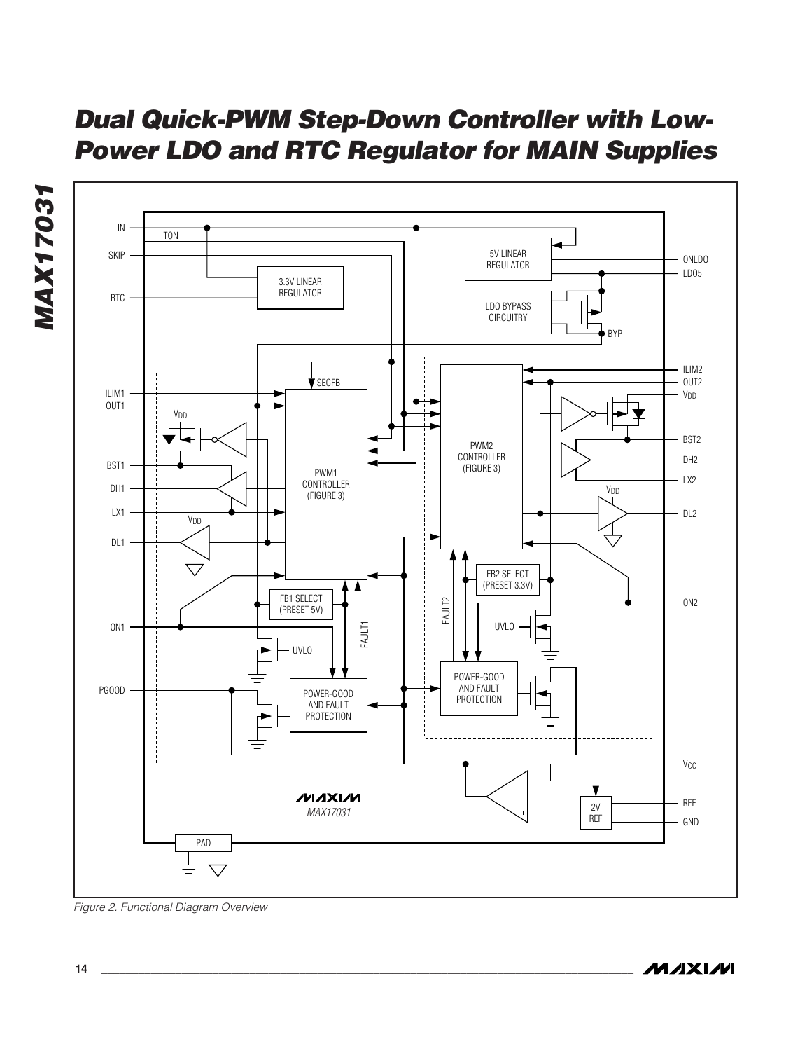Figure 2. Functional Diagram Overview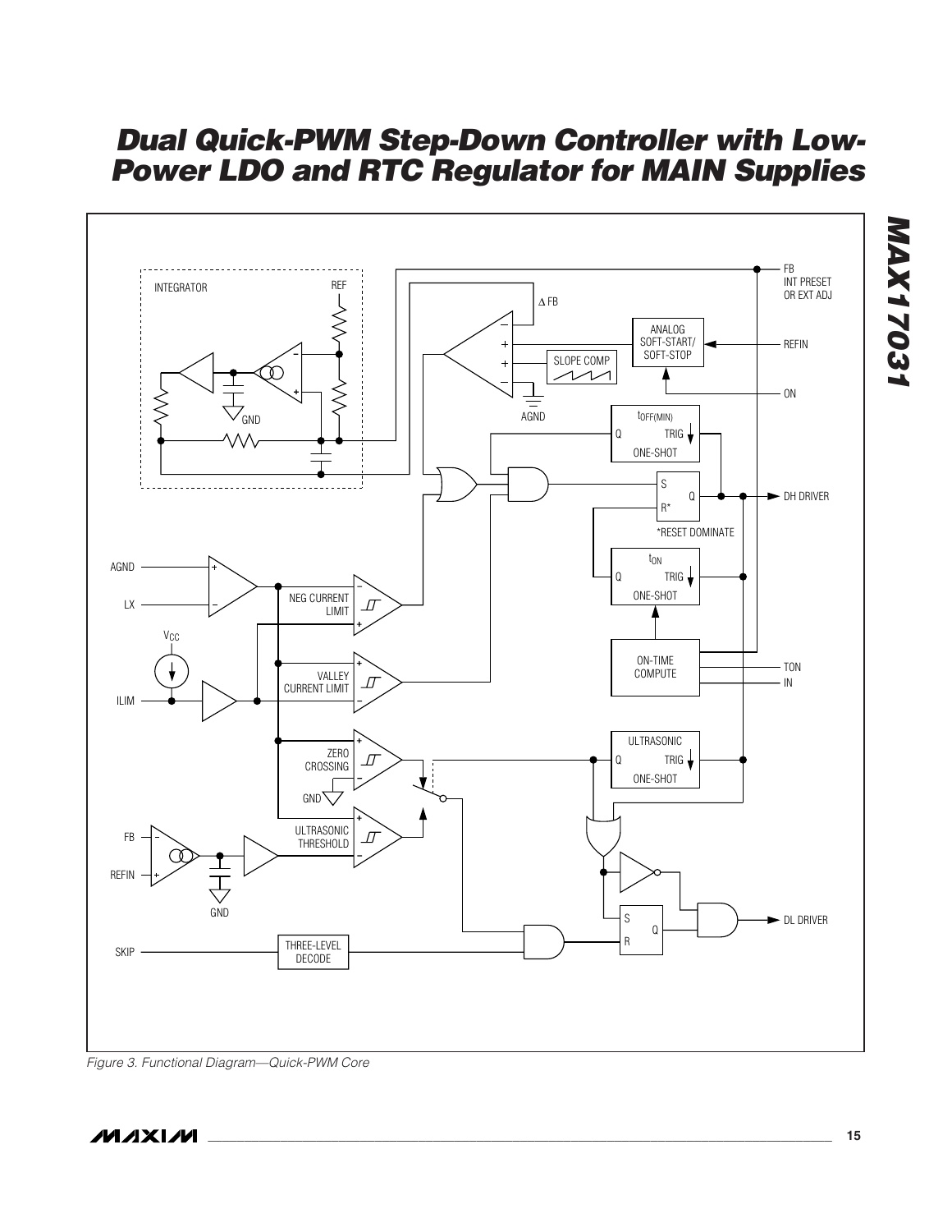Figure 3. Functional Diagram—Quick-PWM Core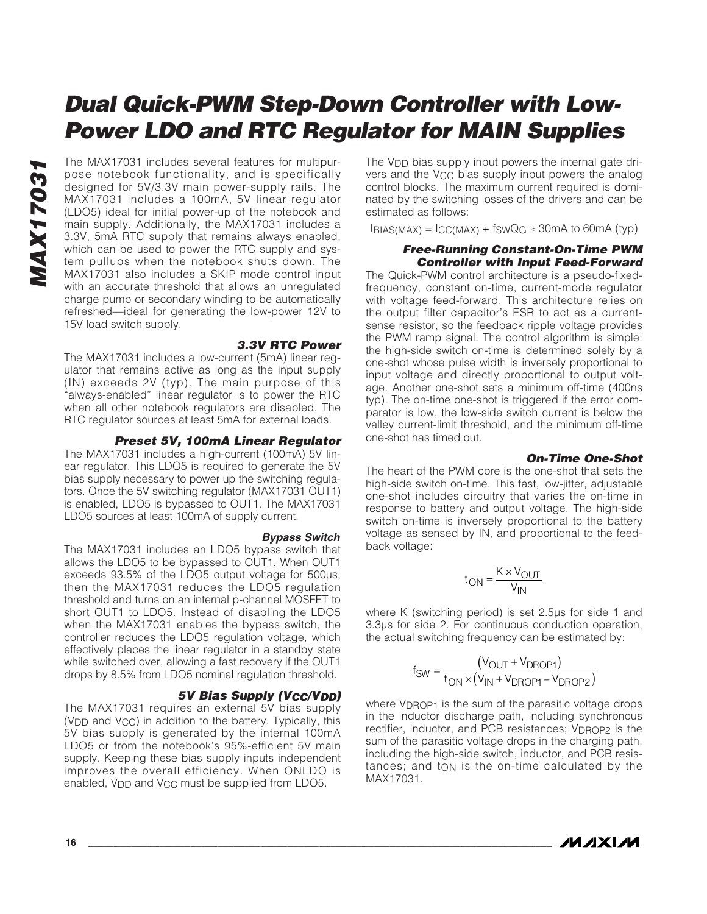The MAX17031 includes several features for multipurpose notebook functionality, and is specifically designed for 5V/3.3V main power-supply rails. The MAX17031 includes a 100mA, 5V linear regulator (LDO5) ideal for initial power-up of the notebook and main supply. Additionally, the MAX17031 includes a 3.3V, 5mA RTC supply that remains always enabled, which can be used to power the RTC supply and system pullups when the notebook shuts down. The MAX17031 also includes a SKIP mode control input with an accurate threshold that allows an unregulated charge pump or secondary winding to be automatically refreshed—ideal for generating the low-power 12V to 15V load switch supply.

### 3.3V RTC Power

The MAX17031 includes a low-current (5mA) linear regulator that remains active as long as the input supply (IN) exceeds 2V (typ). The main purpose of this "always-enabled" linear regulator is to power the RTC when all other notebook regulators are disabled. The RTC regulator sources at least 5mA for external loads.

### Preset 5V, 100mA Linear Regulator

The MAX17031 includes a high-current (100mA) 5V linear regulator. This LDO5 is required to generate the 5V bias supply necessary to power up the switching regulators. Once the 5V switching regulator (MAX17031 OUT1) is enabled, LDO5 is bypassed to OUT1. The MAX17031 LDO5 sources at least 100mA of supply current.

### Bypass Switch

The MAX17031 includes an LDO5 bypass switch that allows the LDO5 to be bypassed to OUT1. When OUT1 exceeds 93.5% of the LDO5 output voltage for 500µs, then the MAX17031 reduces the LDO5 regulation threshold and turns on an internal p-channel MOSFET to short OUT1 to LDO5. Instead of disabling the LDO5 when the MAX17031 enables the bypass switch, the controller reduces the LDO5 regulation voltage, which effectively places the linear regulator in a standby state while switched over, allowing a fast recovery if the OUT1 drops by 8.5% from LDO5 nominal regulation threshold.

### 5V Bias Supply ($V_{CC}$/$V_{DD}$)

The MAX17031 requires an external 5V bias supply ($V_{DD}$ and $V_{CC}$) in addition to the battery. Typically, this 5V bias supply is generated by the internal 100mA LDO5 or from the notebook's 95%-efficient 5V main supply. Keeping these bias supply inputs independent improves the overall efficiency. When ONLDO is enabled, $V_{DD}$ and $V_{CC}$ must be supplied from LDO5.

The $V_{DD}$ bias supply input powers the internal gate drivers and the $V_{CC}$ bias supply input powers the analog control blocks. The maximum current required is dominated by the switching losses of the drivers and can be estimated as follows:

$$I_{BIAS(MAX)} = I_{CC(MAX)} + f_{SW}Q_G \approx 30\text{mA to }60\text{mA (typ)}$$

### Free-Running Constant-On-Time PWM Controller with Input Feed-Forward

The Quick-PWM control architecture is a pseudo-fixed-frequency, constant on-time, current-mode regulator with voltage feed-forward. This architecture relies on the output filter capacitor's ESR to act as a current-sense resistor, so the feedback ripple voltage provides the PWM ramp signal. The control algorithm is simple: the high-side switch on-time is determined solely by a one-shot whose pulse width is inversely proportional to input voltage and directly proportional to output voltage. Another one-shot sets a minimum off-time (400ns typ). The on-time one-shot is triggered if the error comparator is low, the low-side switch current is below the valley current-limit threshold, and the minimum off-time one-shot has timed out.

### On-Time One-Shot

The heart of the PWM core is the one-shot that sets the high-side switch on-time. This fast, low-jitter, adjustable one-shot includes circuitry that varies the on-time in response to battery and output voltage. The high-side switch on-time is inversely proportional to the battery voltage as sensed by IN, and proportional to the feedback voltage:

$$t_{ON} = \frac{K \times V_{OUT}}{V_{IN}}$$

where K (switching period) is set 2.5µs for side 1 and 3.3µs for side 2. For continuous conduction operation, the actual switching frequency can be estimated by:

$$f_{SW} = \frac{(V_{OUT} + V_{DROP1})}{t_{ON} \times (V_{IN} + V_{DROP1} - V_{DROP2})}$$

where $V_{DROP1}$ is the sum of the parasitic voltage drops in the inductor discharge path, including synchronous rectifier, inductor, and PCB resistances; $V_{DROP2}$ is the sum of the parasitic voltage drops in the charging path, including the high-side switch, inductor, and PCB resistances; and $t_{ON}$ is the on-time calculated by the MAX17031.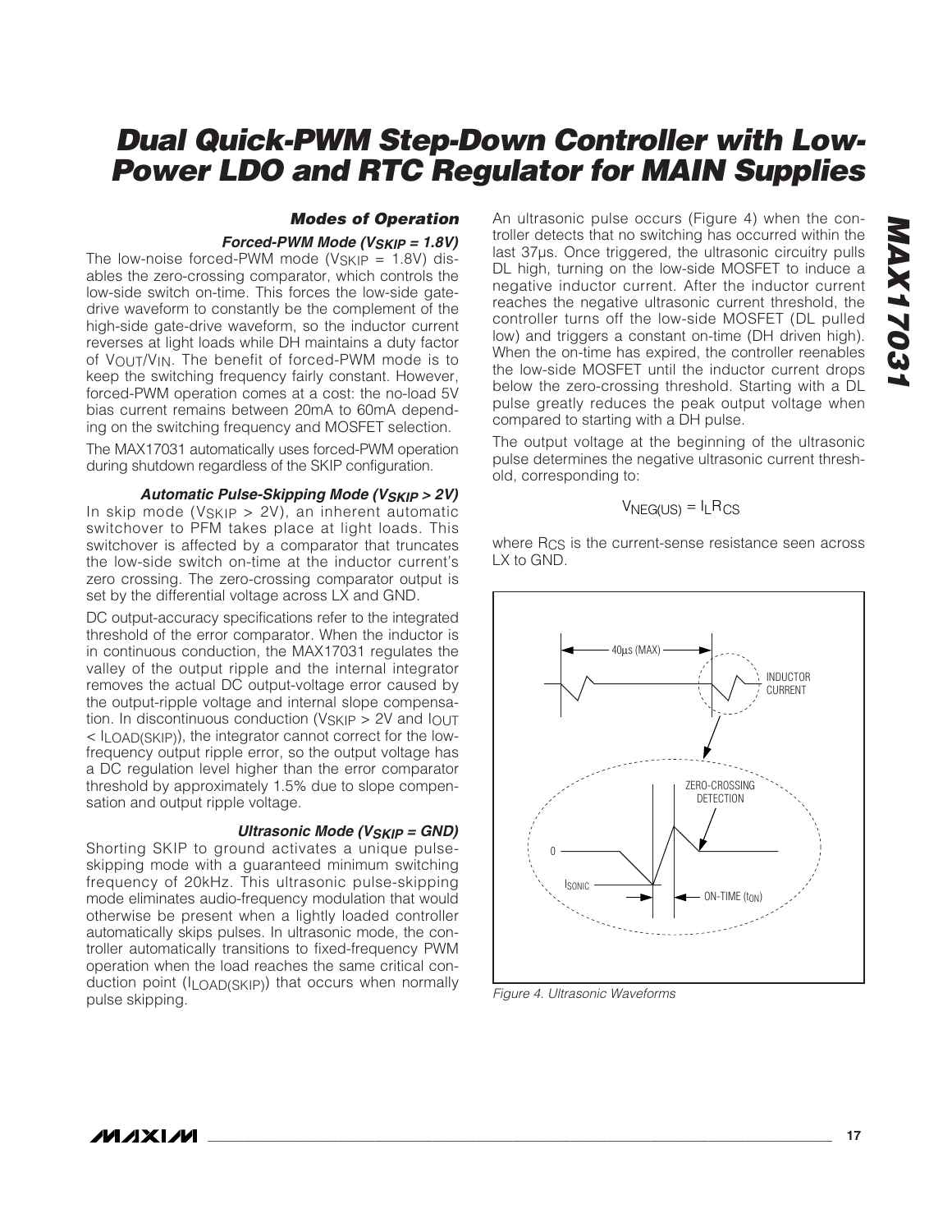## Modes of Operation

### Forced-PWM Mode ($V_{SKIP}$ = 1.8V)

The low-noise forced-PWM mode ($V_{SKIP}$ = 1.8V) disables the zero-crossing comparator, which controls the low-side switch on-time. This forces the low-side gate-drive waveform to constantly be the complement of the high-side gate-drive waveform, so the inductor current reverses at light loads while DH maintains a duty factor of $V_{OUT}/V_{IN}$. The benefit of forced-PWM mode is to keep the switching frequency fairly constant. However, forced-PWM operation comes at a cost: the no-load 5V bias current remains between 20mA to 60mA depending on the switching frequency and MOSFET selection.

The MAX17031 automatically uses forced-PWM operation during shutdown regardless of the SKIP configuration.

### Automatic Pulse-Skipping Mode ($V_{SKIP}$ > 2V)

In skip mode ($V_{SKIP}$ > 2V), an inherent automatic switchover to PFM takes place at light loads. This switchover is affected by a comparator that truncates the low-side switch on-time at the inductor current's zero crossing. The zero-crossing comparator output is set by the differential voltage across LX and GND.

DC output-accuracy specifications refer to the integrated threshold of the error comparator. When the inductor is in continuous conduction, the MAX17031 regulates the valley of the output ripple and the internal integrator removes the actual DC output-voltage error caused by the output-ripple voltage and internal slope compensation. In discontinuous conduction ($V_{SKIP}$ > 2V and $I_{OUT}$ < $I_{LOAD(SKIP)}$), the integrator cannot correct for the low-frequency output ripple error, so the output voltage has a DC regulation level higher than the error comparator threshold by approximately 1.5% due to slope compensation and output ripple voltage.

### Ultrasonic Mode ($V_{SKIP}$ = GND)

Shorting SKIP to ground activates a unique pulse-skipping mode with a guaranteed minimum switching frequency of 20kHz. This ultrasonic pulse-skipping mode eliminates audio-frequency modulation that would otherwise be present when a lightly loaded controller automatically skips pulses. In ultrasonic mode, the controller automatically transitions to fixed-frequency PWM operation when the load reaches the same critical conduction point ($I_{LOAD(SKIP)}$) that occurs when normally pulse skipping.

An ultrasonic pulse occurs (Figure 4) when the controller detects that no switching has occurred within the last 37µs. Once triggered, the ultrasonic circuitry pulls DL high, turning on the low-side MOSFET to induce a negative inductor current. After the inductor current reaches the negative ultrasonic current threshold, the controller turns off the low-side MOSFET (DL pulled low) and triggers a constant on-time (DH driven high). When the on-time has expired, the controller reenables the low-side MOSFET until the inductor current drops below the zero-crossing threshold. Starting with a DL pulse greatly reduces the peak output voltage when compared to starting with a DH pulse.

The output voltage at the beginning of the ultrasonic pulse determines the negative ultrasonic current threshold, corresponding to:

$$V_{NEG(US)} = I_L R_{CS}$$

where $R_{CS}$ is the current-sense resistance seen across LX to GND.

Figure 4. Ultrasonic Waveforms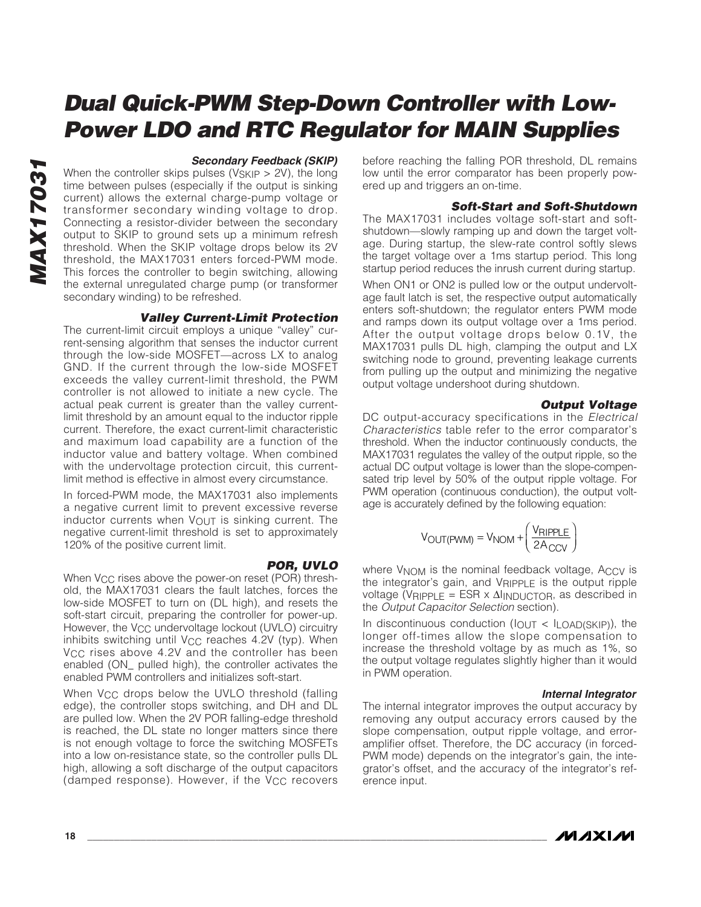### Secondary Feedback (SKIP)

When the controller skips pulses ($V_{SKIP}$ > 2V), the long time between pulses (especially if the output is sinking current) allows the external charge-pump voltage or transformer secondary winding voltage to drop. Connecting a resistor-divider between the secondary output to SKIP to ground sets up a minimum refresh threshold. When the SKIP voltage drops below its 2V threshold, the MAX17031 enters forced-PWM mode. This forces the controller to begin switching, allowing the external unregulated charge pump (or transformer secondary winding) to be refreshed.

### Valley Current-Limit Protection

The current-limit circuit employs a unique "valley" current-sensing algorithm that senses the inductor current through the low-side MOSFET—across LX to analog GND. If the current through the low-side MOSFET exceeds the valley current-limit threshold, the PWM controller is not allowed to initiate a new cycle. The actual peak current is greater than the valley current-limit threshold by an amount equal to the inductor ripple current. Therefore, the exact current-limit characteristic and maximum load capability are a function of the inductor value and battery voltage. When combined with the undervoltage protection circuit, this current-limit method is effective in almost every circumstance.

In forced-PWM mode, the MAX17031 also implements a negative current limit to prevent excessive reverse inductor currents when $V_{OUT}$ is sinking current. The negative current-limit threshold is set to approximately 120% of the positive current limit.

### POR, UVLO

When $V_{CC}$ rises above the power-on reset (POR) threshold, the MAX17031 clears the fault latches, forces the low-side MOSFET to turn on (DL high), and resets the soft-start circuit, preparing the controller for power-up. However, the $V_{CC}$ undervoltage lockout (UVLO) circuitry inhibits switching until $V_{CC}$ reaches 4.2V (typ). When $V_{CC}$ rises above 4.2V and the controller has been enabled (ON_ pulled high), the controller activates the enabled PWM controllers and initializes soft-start.

When $V_{CC}$ drops below the UVLO threshold (falling edge), the controller stops switching, and DH and DL are pulled low. When the 2V POR falling-edge threshold is reached, the DL state no longer matters since there is not enough voltage to force the switching MOSFETs into a low on-resistance state, so the controller pulls DL high, allowing a soft discharge of the output capacitors (damped response). However, if the $V_{CC}$ recovers before reaching the falling POR threshold, DL remains low until the error comparator has been properly powered up and triggers an on-time.

### Soft-Start and Soft-Shutdown

The MAX17031 includes voltage soft-start and soft-shutdown—slowly ramping up and down the target voltage. During startup, the slew-rate control softly slews the target voltage over a 1ms startup period. This long startup period reduces the inrush current during startup.

When ON1 or ON2 is pulled low or the output undervoltage fault latch is set, the respective output automatically enters soft-shutdown; the regulator enters PWM mode and ramps down its output voltage over a 1ms period. After the output voltage drops below 0.1V, the MAX17031 pulls DL high, clamping the output and LX switching node to ground, preventing leakage currents from pulling up the output and minimizing the negative output voltage undershoot during shutdown.

### Output Voltage

DC output-accuracy specifications in the *Electrical Characteristics* table refer to the error comparator's threshold. When the inductor continuously conducts, the MAX17031 regulates the valley of the output ripple, so the actual DC output voltage is lower than the slope-compensated trip level by 50% of the output ripple voltage. For PWM operation (continuous conduction), the output voltage is accurately defined by the following equation:

$$V_{OUT(PWM)} = V_{NOM} + \left(\frac{V_{RIPPLE}}{2A_{CCV}}\right)$$

where $V_{NOM}$ is the nominal feedback voltage, $A_{CCV}$ is the integrator's gain, and $V_{RIPPLE}$ is the output ripple voltage ($V_{RIPPLE}$ = ESR x $\Delta I_{INDUCTOR}$, as described in the *Output Capacitor Selection* section).

In discontinuous conduction ($I_{OUT} < I_{LOAD(SKIP)}$), the longer off-times allow the slope compensation to increase the threshold voltage by as much as 1%, so the output voltage regulates slightly higher than it would in PWM operation.

#### Internal Integrator

The internal integrator improves the output accuracy by removing any output accuracy errors caused by the slope compensation, output ripple voltage, and error-amplifier offset. Therefore, the DC accuracy (in forced-PWM mode) depends on the integrator's gain, the integrator's offset, and the accuracy of the integrator's reference input.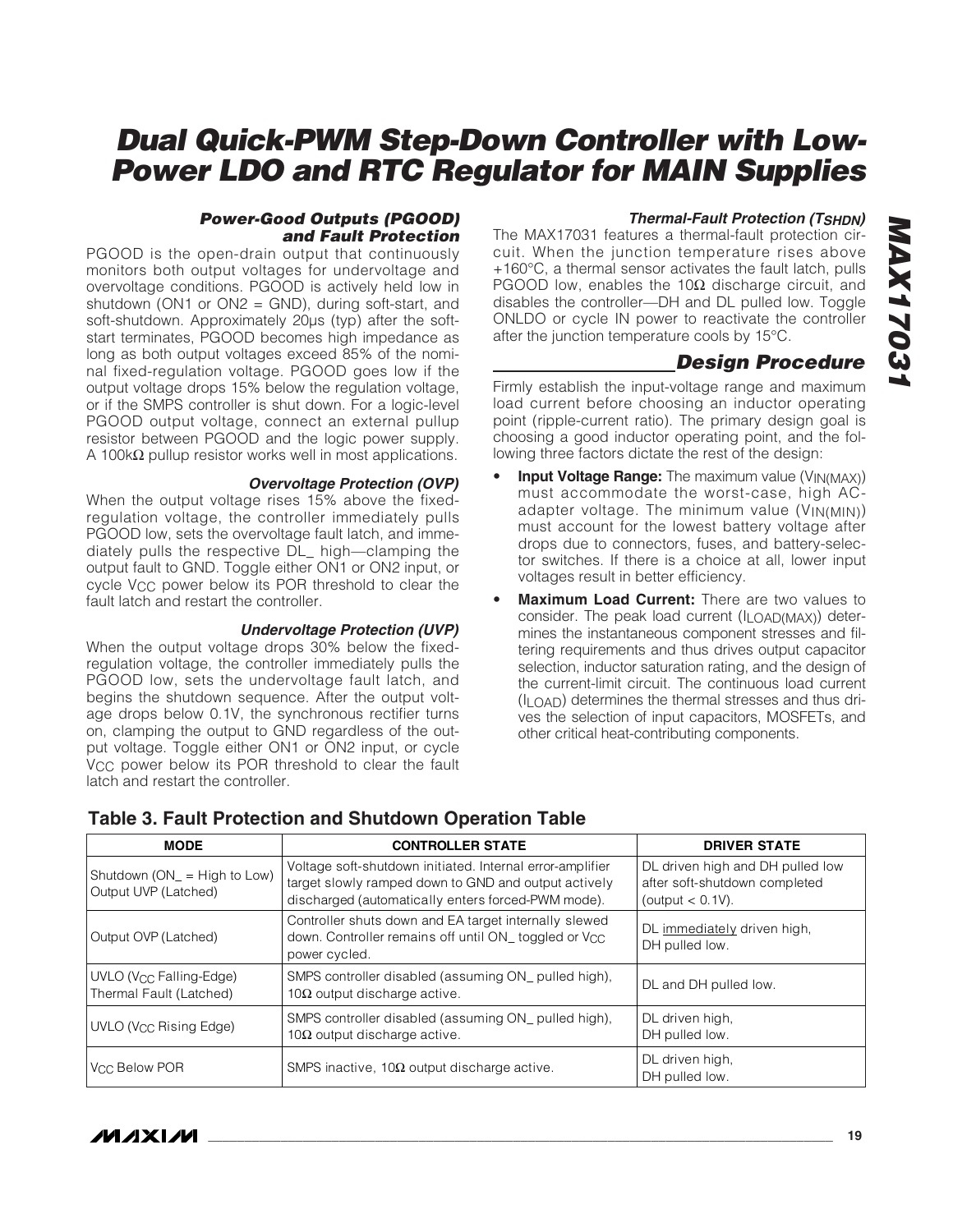### Power-Good Outputs (PGOOD) and Fault Protection

PGOOD is the open-drain output that continuously monitors both output voltages for undervoltage and overvoltage conditions. PGOOD is actively held low in shutdown (ON1 or ON2 = GND), during soft-start, and soft-shutdown. Approximately 20μs (typ) after the soft-start terminates, PGOOD becomes high impedance as long as both output voltages exceed 85% of the nominal fixed-regulation voltage. PGOOD goes low if the output voltage drops 15% below the regulation voltage, or if the SMPS controller is shut down. For a logic-level PGOOD output voltage, connect an external pullup resistor between PGOOD and the logic power supply. A 100kΩ pullup resistor works well in most applications.

#### Overvoltage Protection (OVP)

When the output voltage rises 15% above the fixed-regulation voltage, the controller immediately pulls PGOOD low, sets the overvoltage fault latch, and immediately pulls the respective DL_ high—clamping the output fault to GND. Toggle either ON1 or ON2 input, or cycle $V_{CC}$ power below its POR threshold to clear the fault latch and restart the controller.

#### Undervoltage Protection (UVP)

When the output voltage drops 30% below the fixed-regulation voltage, the controller immediately pulls the PGOOD low, sets the undervoltage fault latch, and begins the shutdown sequence. After the output voltage drops below 0.1V, the synchronous rectifier turns on, clamping the output to GND regardless of the output voltage. Toggle either ON1 or ON2 input, or cycle $V_{CC}$ power below its POR threshold to clear the fault latch and restart the controller.

#### Thermal-Fault Protection ($T_{SHDN}$)

The MAX17031 features a thermal-fault protection circuit. When the junction temperature rises above +160°C, a thermal sensor activates the fault latch, pulls PGOOD low, enables the 10Ω discharge circuit, and disables the controller—DH and DL pulled low. Toggle ONLDO or cycle IN power to reactivate the controller after the junction temperature cools by 15°C.

## Design Procedure

Firmly establish the input-voltage range and maximum load current before choosing an inductor operating point (ripple-current ratio). The primary design goal is choosing a good inductor operating point, and the following three factors dictate the rest of the design:

- **Input Voltage Range:** The maximum value ($V_{IN(MAX)}$) must accommodate the worst-case, high AC-adapter voltage. The minimum value ($V_{IN(MIN)}$) must account for the lowest battery voltage after drops due to connectors, fuses, and battery-selector switches. If there is a choice at all, lower input voltages result in better efficiency.
- **Maximum Load Current:** There are two values to consider. The peak load current ($I_{LOAD(MAX)}$) determines the instantaneous component stresses and filtering requirements and thus drives output capacitor selection, inductor saturation rating, and the design of the current-limit circuit. The continuous load current ($I_{LOAD}$) determines the thermal stresses and thus drives the selection of input capacitors, MOSFETs, and other critical heat-contributing components.

### Table 3. Fault Protection and Shutdown Operation Table

| MODE | CONTROLLER STATE | DRIVER STATE |
|---|---|---|
| Shutdown (ON_ = High to Low)<br>Output UVP (Latched) | Voltage soft-shutdown initiated. Internal error-amplifier target slowly ramped down to GND and output actively discharged (automatically enters forced-PWM mode). | DL driven high and DH pulled low after soft-shutdown completed (output < 0.1V). |
| Output OVP (Latched) | Controller shuts down and EA target internally slewed down. Controller remains off until ON_ toggled or $V_{CC}$ power cycled. | DL immediately driven high, DH pulled low. |
| UVLO ($V_{CC}$ Falling-Edge)<br>Thermal Fault (Latched) | SMPS controller disabled (assuming ON_ pulled high), 10Ω output discharge active. | DL and DH pulled low. |
| UVLO ($V_{CC}$ Rising Edge) | SMPS controller disabled (assuming ON_ pulled high), 10Ω output discharge active. | DL driven high, DH pulled low. |
| $V_{CC}$ Below POR | SMPS inactive, 10Ω output discharge active. | DL driven high, DH pulled low. |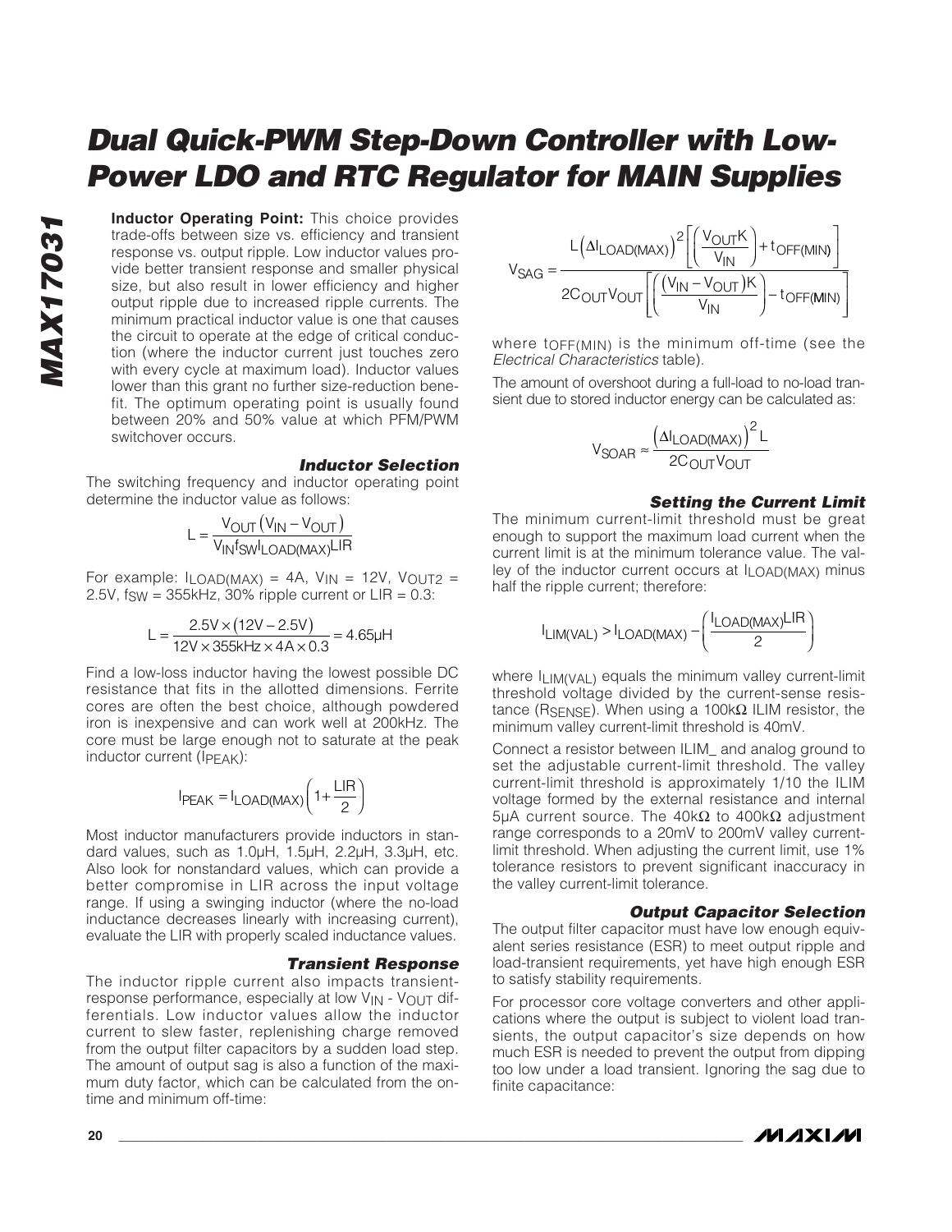**Inductor Operating Point:** This choice provides trade-offs between size vs. efficiency and transient response vs. output ripple. Low inductor values provide better transient response and smaller physical size, but also result in lower efficiency and higher output ripple due to increased ripple currents. The minimum practical inductor value is one that causes the circuit to operate at the edge of critical conduction (where the inductor current just touches zero with every cycle at maximum load). Inductor values lower than this grant no further size-reduction benefit. The optimum operating point is usually found between 20% and 50% value at which PFM/PWM switchover occurs.

### Inductor Selection

The switching frequency and inductor operating point determine the inductor value as follows:

$$L = \frac{V_{OUT}\left(V_{IN} - V_{OUT}\right)}{V_{IN} f_{SW} I_{LOAD(MAX)} LIR}$$

For example: $I_{LOAD(MAX)}$ = 4A, $V_{IN}$ = 12V, $V_{OUT2}$ = 2.5V, $f_{SW}$ = 355kHz, 30% ripple current or LIR = 0.3:

$$L = \frac{2.5V \times \left(12V - 2.5V\right)}{12V \times 355kHz \times 4A \times 0.3} = 4.65\mu H$$

Find a low-loss inductor having the lowest possible DC resistance that fits in the allotted dimensions. Ferrite cores are often the best choice, although powdered iron is inexpensive and can work well at 200kHz. The core must be large enough not to saturate at the peak inductor current ($I_{PEAK}$):

$$I_{PEAK} = I_{LOAD(MAX)}\left(1 + \frac{LIR}{2}\right)$$

Most inductor manufacturers provide inductors in standard values, such as 1.0µH, 1.5µH, 2.2µH, 3.3µH, etc. Also look for nonstandard values, which can provide a better compromise in LIR across the input voltage range. If using a swinging inductor (where the no-load inductance decreases linearly with increasing current), evaluate the LIR with properly scaled inductance values.

### Transient Response

The inductor ripple current also impacts transient-response performance, especially at low $V_{IN}$ - $V_{OUT}$ differentials. Low inductor values allow the inductor current to slew faster, replenishing charge removed from the output filter capacitors by a sudden load step. The amount of output sag is also a function of the maximum duty factor, which can be calculated from the on-time and minimum off-time:

$$V_{SAG} = \frac{L\left(\Delta I_{LOAD(MAX)}\right)^2 \left[\left(\frac{V_{OUT} K}{V_{IN}}\right) + t_{OFF(MIN)}\right]}{2 C_{OUT} V_{OUT}\left[\left(\frac{\left(V_{IN} - V_{OUT}\right)K}{V_{IN}}\right) - t_{OFF(MIN)}\right]}$$

where $t_{OFF(MIN)}$ is the minimum off-time (see the *Electrical Characteristics* table).

The amount of overshoot during a full-load to no-load transient due to stored inductor energy can be calculated as:

$$V_{SOAR} \approx \frac{\left(\Delta I_{LOAD(MAX)}\right)^2 L}{2 C_{OUT} V_{OUT}}$$

### Setting the Current Limit

The minimum current-limit threshold must be great enough to support the maximum load current when the current limit is at the minimum tolerance value. The valley of the inductor current occurs at $I_{LOAD(MAX)}$ minus half the ripple current; therefore:

$$I_{LIM(VAL)} > I_{LOAD(MAX)} - \left(\frac{I_{LOAD(MAX)} LIR}{2}\right)$$

where $I_{LIM(VAL)}$ equals the minimum valley current-limit threshold voltage divided by the current-sense resistance ($R_{SENSE}$). When using a 100kΩ ILIM resistor, the minimum valley current-limit threshold is 40mV.

Connect a resistor between ILIM_ and analog ground to set the adjustable current-limit threshold. The valley current-limit threshold is approximately 1/10 the ILIM voltage formed by the external resistance and internal 5µA current source. The 40kΩ to 400kΩ adjustment range corresponds to a 20mV to 200mV valley current-limit threshold. When adjusting the current limit, use 1% tolerance resistors to prevent significant inaccuracy in the valley current-limit tolerance.

### Output Capacitor Selection

The output filter capacitor must have low enough equivalent series resistance (ESR) to meet output ripple and load-transient requirements, yet have high enough ESR to satisfy stability requirements.

For processor core voltage converters and other applications where the output is subject to violent load transients, the output capacitor's size depends on how much ESR is needed to prevent the output from dipping too low under a load transient. Ignoring the sag due to finite capacitance: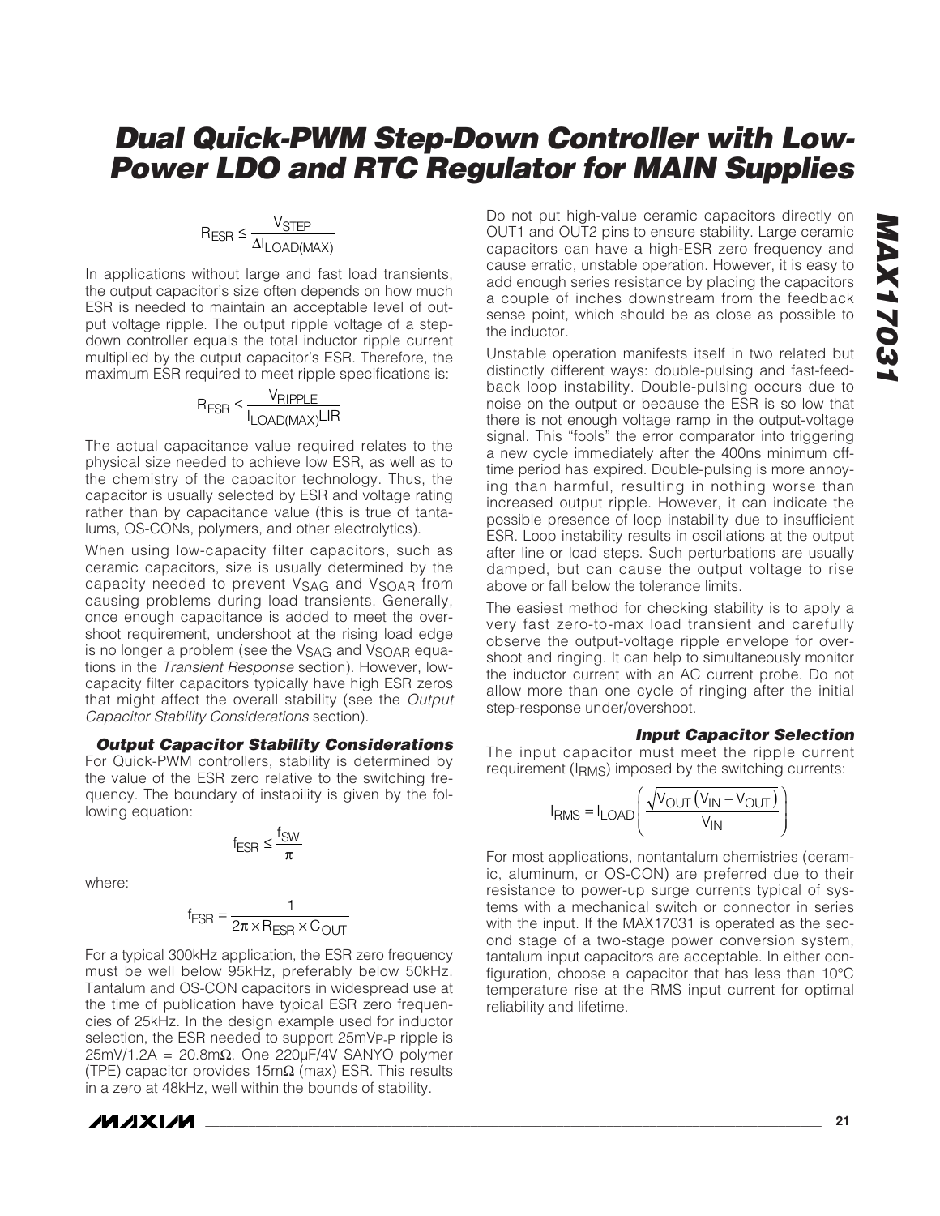$$R_{ESR} \leq \frac{V_{STEP}}{\Delta I_{LOAD(MAX)}}$$

In applications without large and fast load transients, the output capacitor's size often depends on how much ESR is needed to maintain an acceptable level of output voltage ripple. The output ripple voltage of a step-down controller equals the total inductor ripple current multiplied by the output capacitor's ESR. Therefore, the maximum ESR required to meet ripple specifications is:

$$R_{ESR} \leq \frac{V_{RIPPLE}}{I_{LOAD(MAX)}LIR}$$

The actual capacitance value required relates to the physical size needed to achieve low ESR, as well as to the chemistry of the capacitor technology. Thus, the capacitor is usually selected by ESR and voltage rating rather than by capacitance value (this is true of tantalums, OS-CONs, polymers, and other electrolytics).

When using low-capacity filter capacitors, such as ceramic capacitors, size is usually determined by the capacity needed to prevent $V_{SAG}$ and $V_{SOAR}$ from causing problems during load transients. Generally, once enough capacitance is added to meet the overshoot requirement, undershoot at the rising load edge is no longer a problem (see the $V_{SAG}$ and $V_{SOAR}$ equations in the *Transient Response* section). However, low-capacity filter capacitors typically have high ESR zeros that might affect the overall stability (see the *Output Capacitor Stability Considerations* section).

### *Output Capacitor Stability Considerations*

For Quick-PWM controllers, stability is determined by the value of the ESR zero relative to the switching frequency. The boundary of instability is given by the following equation:

$$f_{ESR} \leq \frac{f_{SW}}{\pi}$$

where:

$$f_{ESR} = \frac{1}{2\pi \times R_{ESR} \times C_{OUT}}$$

For a typical 300kHz application, the ESR zero frequency must be well below 95kHz, preferably below 50kHz. Tantalum and OS-CON capacitors in widespread use at the time of publication have typical ESR zero frequencies of 25kHz. In the design example used for inductor selection, the ESR needed to support 25mV$_{P-P}$ ripple is 25mV/1.2A = 20.8mΩ. One 220µF/4V SANYO polymer (TPE) capacitor provides 15mΩ (max) ESR. This results in a zero at 48kHz, well within the bounds of stability.

Do not put high-value ceramic capacitors directly on OUT1 and OUT2 pins to ensure stability. Large ceramic capacitors can have a high-ESR zero frequency and cause erratic, unstable operation. However, it is easy to add enough series resistance by placing the capacitors a couple of inches downstream from the feedback sense point, which should be as close as possible to the inductor.

Unstable operation manifests itself in two related but distinctly different ways: double-pulsing and fast-feedback loop instability. Double-pulsing occurs due to noise on the output or because the ESR is so low that there is not enough voltage ramp in the output-voltage signal. This "fools" the error comparator into triggering a new cycle immediately after the 400ns minimum off-time period has expired. Double-pulsing is more annoying than harmful, resulting in nothing worse than increased output ripple. However, it can indicate the possible presence of loop instability due to insufficient ESR. Loop instability results in oscillations at the output after line or load steps. Such perturbations are usually damped, but can cause the output voltage to rise above or fall below the tolerance limits.

The easiest method for checking stability is to apply a very fast zero-to-max load transient and carefully observe the output-voltage ripple envelope for overshoot and ringing. It can help to simultaneously monitor the inductor current with an AC current probe. Do not allow more than one cycle of ringing after the initial step-response under/overshoot.

### *Input Capacitor Selection*

The input capacitor must meet the ripple current requirement ($I_{RMS}$) imposed by the switching currents:

$$I_{RMS} = I_{LOAD}\left(\frac{\sqrt{V_{OUT}\left(V_{IN} - V_{OUT}\right)}}{V_{IN}}\right)$$

For most applications, nontantalum chemistries (ceramic, aluminum, or OS-CON) are preferred due to their resistance to power-up surge currents typical of systems with a mechanical switch or connector in series with the input. If the MAX17031 is operated as the second stage of a two-stage power conversion system, tantalum input capacitors are acceptable. In either configuration, choose a capacitor that has less than 10°C temperature rise at the RMS input current for optimal reliability and lifetime.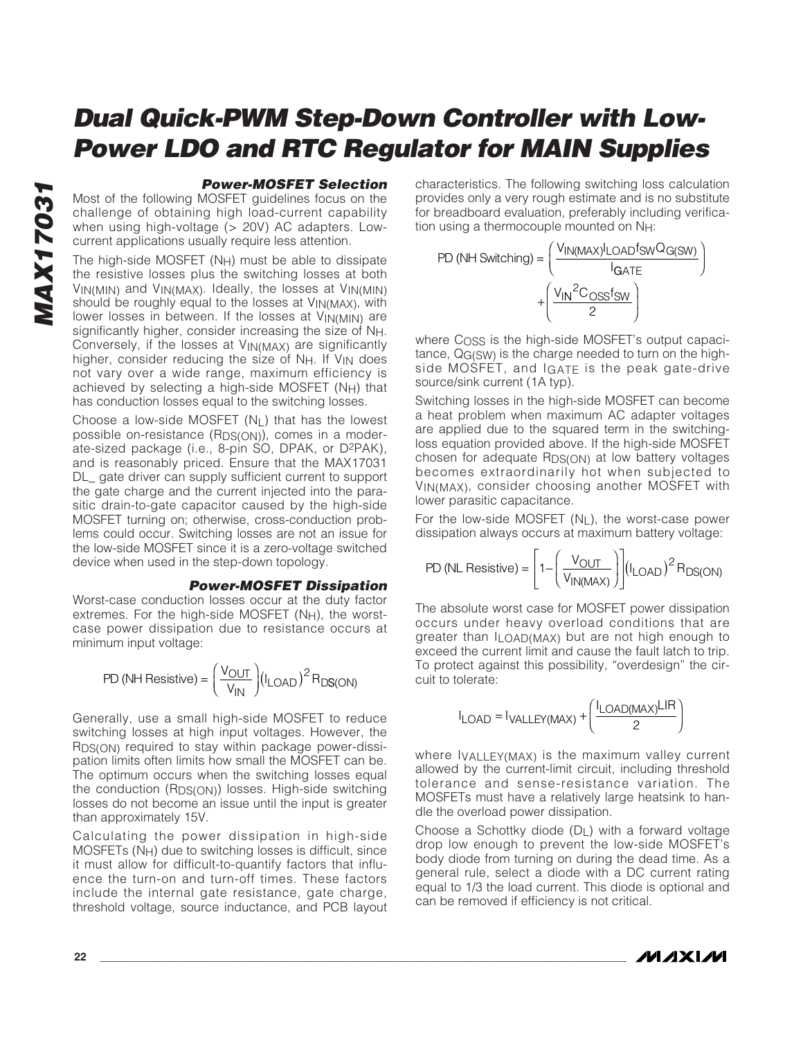### Power-MOSFET Selection

Most of the following MOSFET guidelines focus on the challenge of obtaining high load-current capability when using high-voltage (> 20V) AC adapters. Low-current applications usually require less attention.

The high-side MOSFET ($N_H$) must be able to dissipate the resistive losses plus the switching losses at both $V_{IN(MIN)}$ and $V_{IN(MAX)}$. Ideally, the losses at $V_{IN(MIN)}$ should be roughly equal to the losses at $V_{IN(MAX)}$, with lower losses in between. If the losses at $V_{IN(MIN)}$ are significantly higher, consider increasing the size of $N_H$. Conversely, if the losses at $V_{IN(MAX)}$ are significantly higher, consider reducing the size of $N_H$. If $V_{IN}$ does not vary over a wide range, maximum efficiency is achieved by selecting a high-side MOSFET ($N_H$) that has conduction losses equal to the switching losses.

Choose a low-side MOSFET ($N_L$) that has the lowest possible on-resistance ($R_{DS(ON)}$), comes in a moderate-sized package (i.e., 8-pin SO, DPAK, or D²PAK), and is reasonably priced. Ensure that the MAX17031 DL_ gate driver can supply sufficient current to support the gate charge and the current injected into the parasitic drain-to-gate capacitor caused by the high-side MOSFET turning on; otherwise, cross-conduction problems could occur. Switching losses are not an issue for the low-side MOSFET since it is a zero-voltage switched device when used in the step-down topology.

### Power-MOSFET Dissipation

Worst-case conduction losses occur at the duty factor extremes. For the high-side MOSFET ($N_H$), the worst-case power dissipation due to resistance occurs at minimum input voltage:

$$PD\ (NH\ Resistive) = \left(\frac{V_{OUT}}{V_{IN}}\right)(I_{LOAD})^2 R_{DS(ON)}$$

Generally, use a small high-side MOSFET to reduce switching losses at high input voltages. However, the $R_{DS(ON)}$ required to stay within package power-dissipation limits often limits how small the MOSFET can be. The optimum occurs when the switching losses equal the conduction ($R_{DS(ON)}$) losses. High-side switching losses do not become an issue until the input is greater than approximately 15V.

Calculating the power dissipation in high-side MOSFETs ($N_H$) due to switching losses is difficult, since it must allow for difficult-to-quantify factors that influence the turn-on and turn-off times. These factors include the internal gate resistance, gate charge, threshold voltage, source inductance, and PCB layout characteristics. The following switching loss calculation provides only a very rough estimate and is no substitute for breadboard evaluation, preferably including verification using a thermocouple mounted on $N_H$:

$$PD\ (NH\ Switching) = \left(\frac{V_{IN(MAX)} I_{LOAD} f_{SW} Q_{G(SW)}}{I_{GATE}}\right) + \left(\frac{V_{IN}^2 C_{OSS} f_{SW}}{2}\right)$$

where $C_{OSS}$ is the high-side MOSFET's output capacitance, $Q_{G(SW)}$ is the charge needed to turn on the high-side MOSFET, and $I_{GATE}$ is the peak gate-drive source/sink current (1A typ).

Switching losses in the high-side MOSFET can become a heat problem when maximum AC adapter voltages are applied due to the squared term in the switching-loss equation provided above. If the high-side MOSFET chosen for adequate $R_{DS(ON)}$ at low battery voltages becomes extraordinarily hot when subjected to $V_{IN(MAX)}$, consider choosing another MOSFET with lower parasitic capacitance.

For the low-side MOSFET ($N_L$), the worst-case power dissipation always occurs at maximum battery voltage:

$$PD\ (NL\ Resistive) = \left[1 - \left(\frac{V_{OUT}}{V_{IN(MAX)}}\right)\right](I_{LOAD})^2 R_{DS(ON)}$$

The absolute worst case for MOSFET power dissipation occurs under heavy overload conditions that are greater than $I_{LOAD(MAX)}$ but are not high enough to exceed the current limit and cause the fault latch to trip. To protect against this possibility, "overdesign" the circuit to tolerate:

$$I_{LOAD} = I_{VALLEY(MAX)} + \left(\frac{I_{LOAD(MAX)} LIR}{2}\right)$$

where $I_{VALLEY(MAX)}$ is the maximum valley current allowed by the current-limit circuit, including threshold tolerance and sense-resistance variation. The MOSFETs must have a relatively large heatsink to handle the overload power dissipation.

Choose a Schottky diode ($D_L$) with a forward voltage drop low enough to prevent the low-side MOSFET's body diode from turning on during the dead time. As a general rule, select a diode with a DC current rating equal to 1/3 the load current. This diode is optional and can be removed if efficiency is not critical.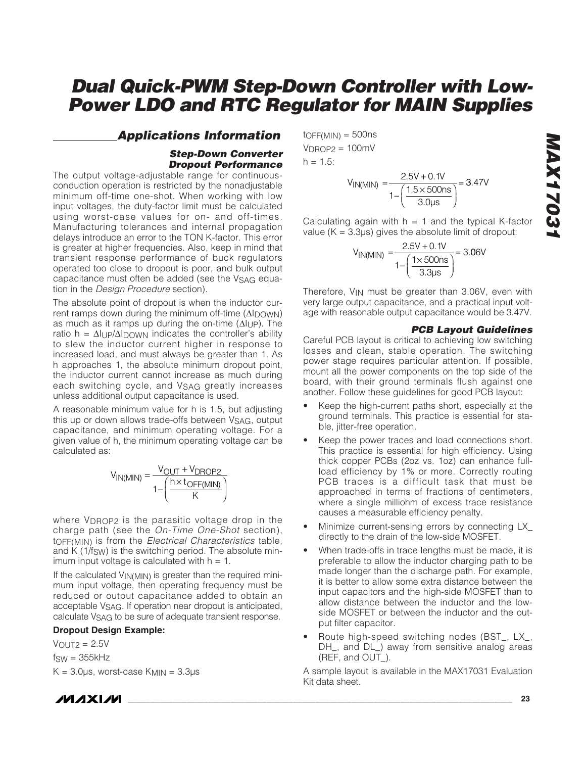## Applications Information

### Step-Down Converter Dropout Performance

The output voltage-adjustable range for continuous-conduction operation is restricted by the nonadjustable minimum off-time one-shot. When working with low input voltages, the duty-factor limit must be calculated using worst-case values for on- and off-times. Manufacturing tolerances and internal propagation delays introduce an error to the TON K-factor. This error is greater at higher frequencies. Also, keep in mind that transient response performance of buck regulators operated too close to dropout is poor, and bulk output capacitance must often be added (see the $V_{SAG}$ equation in the *Design Procedure* section).

The absolute point of dropout is when the inductor current ramps down during the minimum off-time ($\Delta I_{DOWN}$) as much as it ramps up during the on-time ($\Delta I_{UP}$). The ratio $h = \Delta I_{UP}/\Delta I_{DOWN}$ indicates the controller's ability to slew the inductor current higher in response to increased load, and must always be greater than 1. As h approaches 1, the absolute minimum dropout point, the inductor current cannot increase as much during each switching cycle, and $V_{SAG}$ greatly increases unless additional output capacitance is used.

A reasonable minimum value for h is 1.5, but adjusting this up or down allows trade-offs between $V_{SAG}$, output capacitance, and minimum operating voltage. For a given value of h, the minimum operating voltage can be calculated as:

$$V_{IN(MIN)} = \frac{V_{OUT} + V_{DROP2}}{1 - \left(\frac{h \times t_{OFF(MIN)}}{K}\right)}$$

where $V_{DROP2}$ is the parasitic voltage drop in the charge path (see the *On-Time One-Shot* section), $t_{OFF(MIN)}$ is from the *Electrical Characteristics* table, and K ($1/f_{SW}$) is the switching period. The absolute minimum input voltage is calculated with h = 1.

If the calculated $V_{IN(MIN)}$ is greater than the required minimum input voltage, then operating frequency must be reduced or output capacitance added to obtain an acceptable $V_{SAG}$. If operation near dropout is anticipated, calculate $V_{SAG}$ to be sure of adequate transient response.

**Dropout Design Example:**

$V_{OUT2}$ = 2.5V

$f_{SW}$ = 355kHz

K = 3.0µs, worst-case $K_{MIN}$ = 3.3µs

$t_{OFF(MIN)}$ = 500ns

$V_{DROP2}$ = 100mV

h = 1.5:

$$V_{IN(MIN)} = \frac{2.5V + 0.1V}{1 - \left(\frac{1.5 \times 500ns}{3.0\mu s}\right)} = 3.47V$$

Calculating again with h = 1 and the typical K-factor value (K = 3.3µs) gives the absolute limit of dropout:

$$V_{IN(MIN)} = \frac{2.5V + 0.1V}{1 - \left(\frac{1 \times 500ns}{3.3\mu s}\right)} = 3.06V$$

Therefore, $V_{IN}$ must be greater than 3.06V, even with very large output capacitance, and a practical input voltage with reasonable output capacitance would be 3.47V.

### PCB Layout Guidelines

Careful PCB layout is critical to achieving low switching losses and clean, stable operation. The switching power stage requires particular attention. If possible, mount all the power components on the top side of the board, with their ground terminals flush against one another. Follow these guidelines for good PCB layout:

- Keep the high-current paths short, especially at the ground terminals. This practice is essential for stable, jitter-free operation.
- Keep the power traces and load connections short. This practice is essential for high efficiency. Using thick copper PCBs (2oz vs. 1oz) can enhance full-load efficiency by 1% or more. Correctly routing PCB traces is a difficult task that must be approached in terms of fractions of centimeters, where a single milliohm of excess trace resistance causes a measurable efficiency penalty.
- Minimize current-sensing errors by connecting LX_ directly to the drain of the low-side MOSFET.
- When trade-offs in trace lengths must be made, it is preferable to allow the inductor charging path to be made longer than the discharge path. For example, it is better to allow some extra distance between the input capacitors and the high-side MOSFET than to allow distance between the inductor and the low-side MOSFET or between the inductor and the output filter capacitor.
- Route high-speed switching nodes (BST_, LX_, DH_, and DL_) away from sensitive analog areas (REF, and OUT_).

A sample layout is available in the MAX17031 Evaluation Kit data sheet.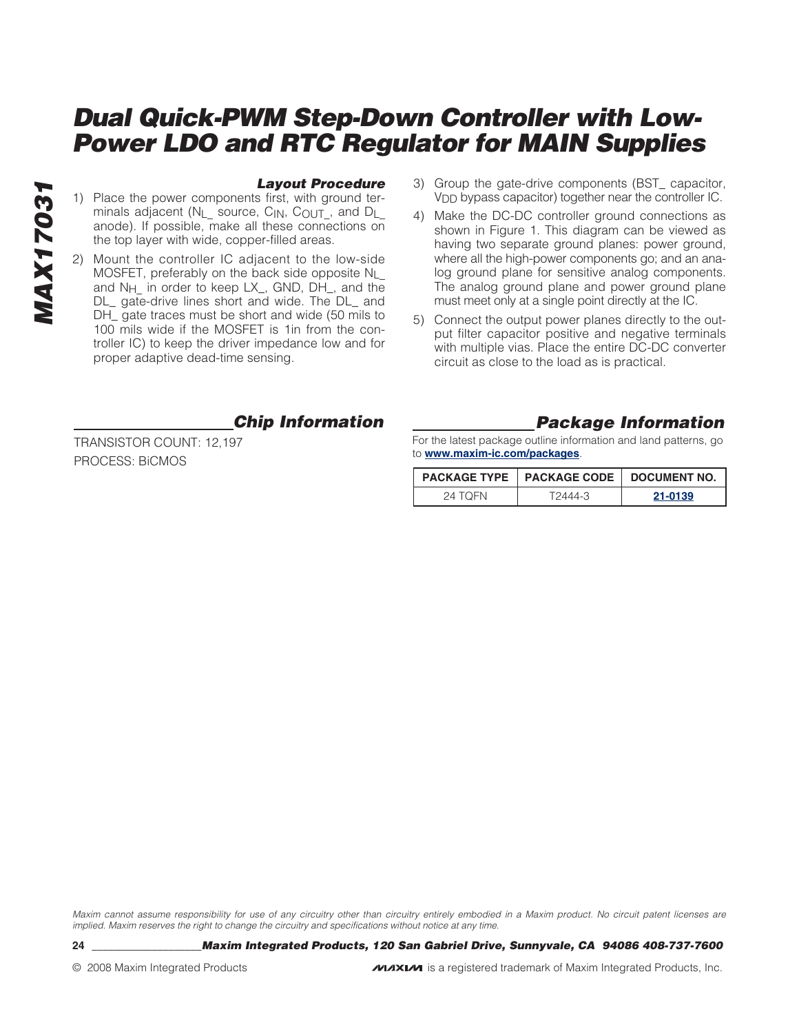### Layout Procedure

1) Place the power components first, with ground terminals adjacent ($N_L$_ source, $C_{IN}$, $C_{OUT}$_, and $D_L$_ anode). If possible, make all these connections on the top layer with wide, copper-filled areas.

2) Mount the controller IC adjacent to the low-side MOSFET, preferably on the back side opposite $N_L$_ and $N_H$_ in order to keep LX_, GND, DH_, and the DL_ gate-drive lines short and wide. The DL_ and DH_ gate traces must be short and wide (50 mils to 100 mils wide if the MOSFET is 1in from the controller IC) to keep the driver impedance low and for proper adaptive dead-time sensing.

3) Group the gate-drive components (BST_ capacitor, $V_{DD}$ bypass capacitor) together near the controller IC.

4) Make the DC-DC controller ground connections as shown in Figure 1. This diagram can be viewed as having two separate ground planes: power ground, where all the high-power components go; and an analog ground plane for sensitive analog components. The analog ground plane and power ground plane must meet only at a single point directly at the IC.

5) Connect the output power planes directly to the output filter capacitor positive and negative terminals with multiple vias. Place the entire DC-DC converter circuit as close to the load as is practical.

## Chip Information

TRANSISTOR COUNT: 12,197

PROCESS: BiCMOS

## Package Information

For the latest package outline information and land patterns, go to **www.maxim-ic.com/packages**.

| PACKAGE TYPE | PACKAGE CODE | DOCUMENT NO. |
|---|---|---|
| 24 TQFN | T2444-3 | **21-0139** |

*Maxim cannot assume responsibility for use of any circuitry other than circuitry entirely embodied in a Maxim product. No circuit patent licenses are implied. Maxim reserves the right to change the circuitry and specifications without notice at any time.*

***Maxim Integrated Products, 120 San Gabriel Drive, Sunnyvale, CA 94086 408-737-7600***

© 2008 Maxim Integrated Products

MAXIM is a registered trademark of Maxim Integrated Products, Inc.